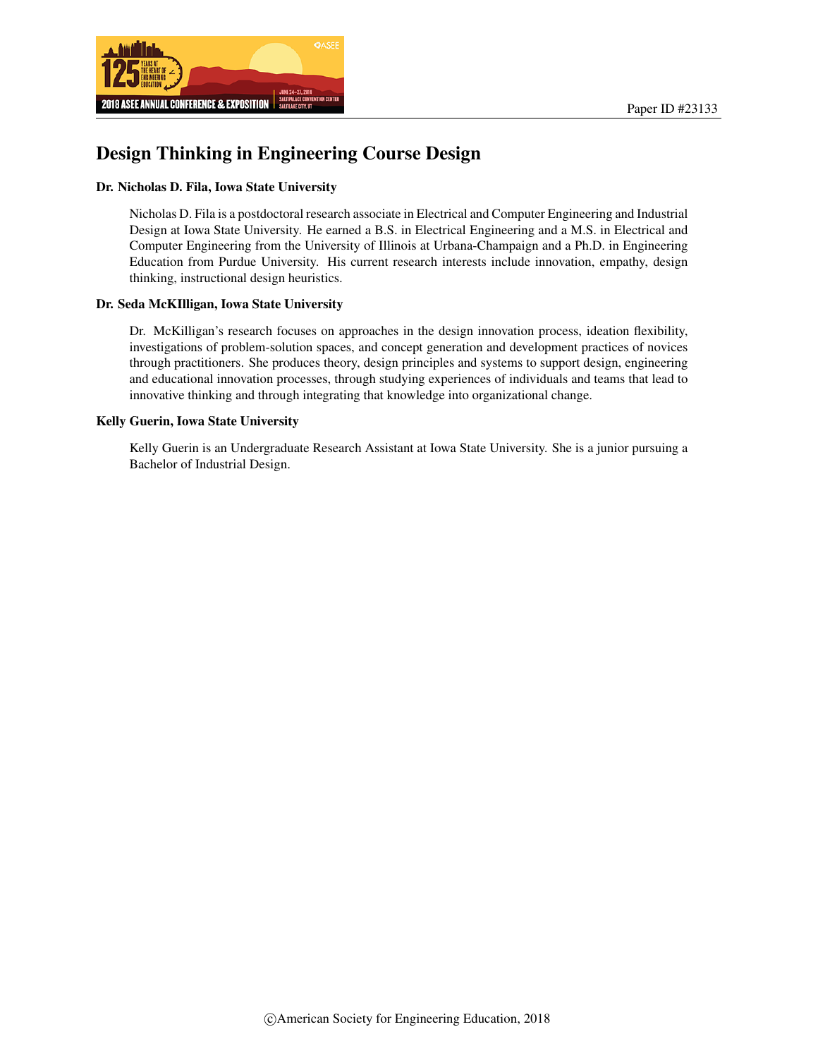Paper ID #23133

# Design Thinking in Engineering Course Design

**Dr. Nicholas D. Fila, Iowa State University**

Nicholas D. Fila is a postdoctoral research associate in Electrical and Computer Engineering and Industrial Design at Iowa State University. He earned a B.S. in Electrical Engineering and a M.S. in Electrical and Computer Engineering from the University of Illinois at Urbana-Champaign and a Ph.D. in Engineering Education from Purdue University. His current research interests include innovation, empathy, design thinking, instructional design heuristics.

**Dr. Seda McKIlligan, Iowa State University**

Dr. McKilligan's research focuses on approaches in the design innovation process, ideation flexibility, investigations of problem-solution spaces, and concept generation and development practices of novices through practitioners. She produces theory, design principles and systems to support design, engineering and educational innovation processes, through studying experiences of individuals and teams that lead to innovative thinking and through integrating that knowledge into organizational change.

**Kelly Guerin, Iowa State University**

Kelly Guerin is an Undergraduate Research Assistant at Iowa State University. She is a junior pursuing a Bachelor of Industrial Design.

©American Society for Engineering Education, 2018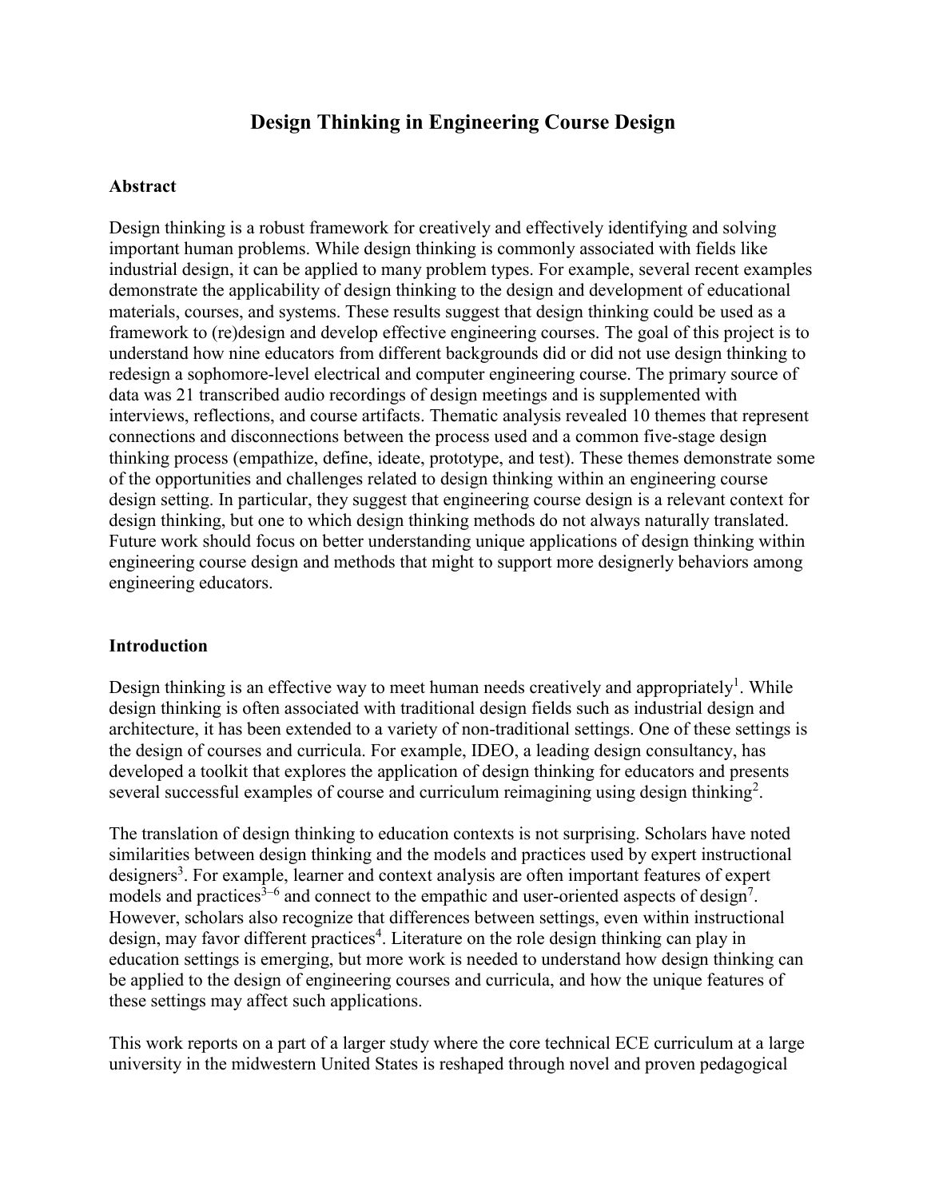# Design Thinking in Engineering Course Design

## Abstract

Design thinking is a robust framework for creatively and effectively identifying and solving important human problems. While design thinking is commonly associated with fields like industrial design, it can be applied to many problem types. For example, several recent examples demonstrate the applicability of design thinking to the design and development of educational materials, courses, and systems. These results suggest that design thinking could be used as a framework to (re)design and develop effective engineering courses. The goal of this project is to understand how nine educators from different backgrounds did or did not use design thinking to redesign a sophomore-level electrical and computer engineering course. The primary source of data was 21 transcribed audio recordings of design meetings and is supplemented with interviews, reflections, and course artifacts. Thematic analysis revealed 10 themes that represent connections and disconnections between the process used and a common five-stage design thinking process (empathize, define, ideate, prototype, and test). These themes demonstrate some of the opportunities and challenges related to design thinking within an engineering course design setting. In particular, they suggest that engineering course design is a relevant context for design thinking, but one to which design thinking methods do not always naturally translated. Future work should focus on better understanding unique applications of design thinking within engineering course design and methods that might to support more designerly behaviors among engineering educators.

## Introduction

Design thinking is an effective way to meet human needs creatively and appropriately[1]. While design thinking is often associated with traditional design fields such as industrial design and architecture, it has been extended to a variety of non-traditional settings. One of these settings is the design of courses and curricula. For example, IDEO, a leading design consultancy, has developed a toolkit that explores the application of design thinking for educators and presents several successful examples of course and curriculum reimagining using design thinking[2].

The translation of design thinking to education contexts is not surprising. Scholars have noted similarities between design thinking and the models and practices used by expert instructional designers[3]. For example, learner and context analysis are often important features of expert models and practices[3–6] and connect to the empathic and user-oriented aspects of design[7]. However, scholars also recognize that differences between settings, even within instructional design, may favor different practices[4]. Literature on the role design thinking can play in education settings is emerging, but more work is needed to understand how design thinking can be applied to the design of engineering courses and curricula, and how the unique features of these settings may affect such applications.

This work reports on a part of a larger study where the core technical ECE curriculum at a large university in the midwestern United States is reshaped through novel and proven pedagogical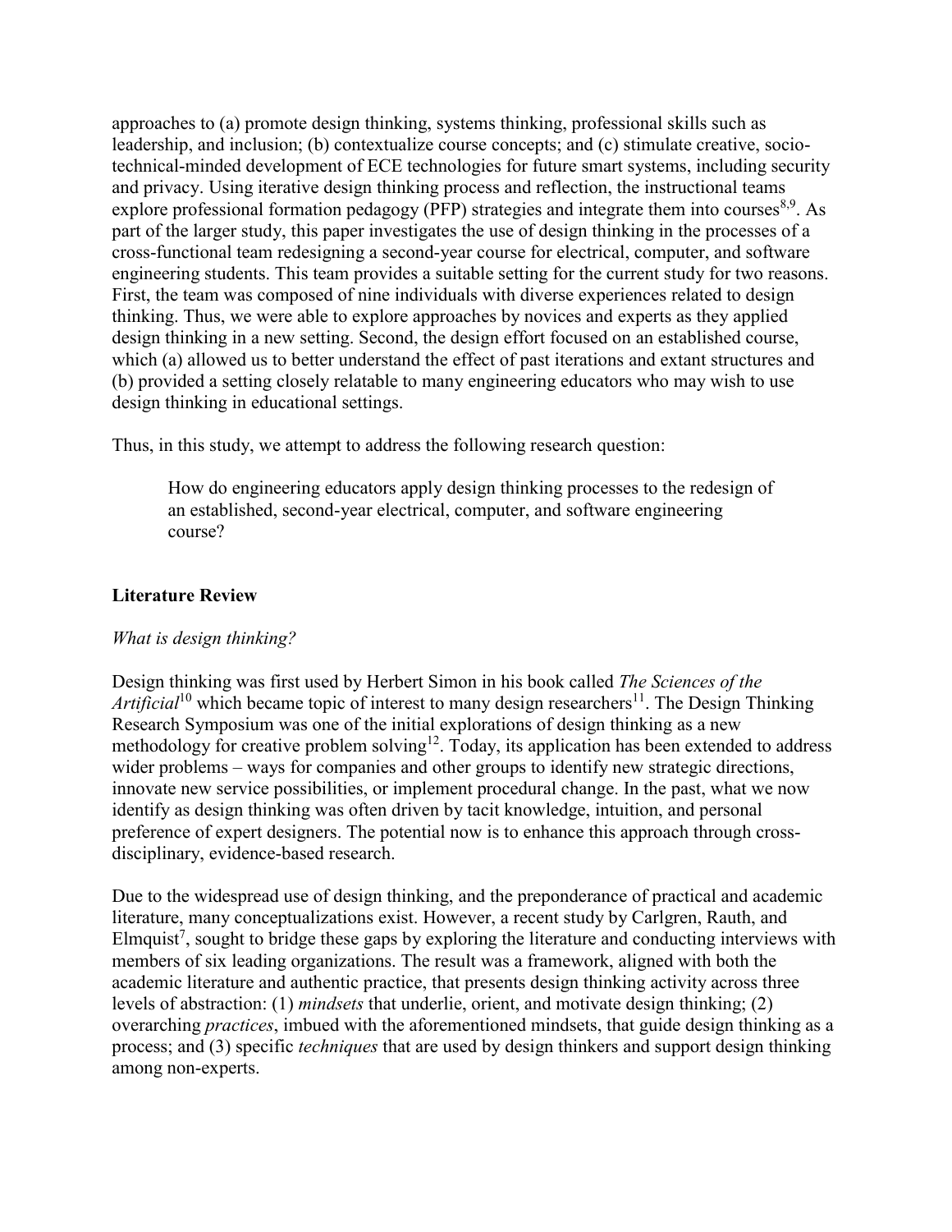approaches to (a) promote design thinking, systems thinking, professional skills such as leadership, and inclusion; (b) contextualize course concepts; and (c) stimulate creative, socio-technical-minded development of ECE technologies for future smart systems, including security and privacy. Using iterative design thinking process and reflection, the instructional teams explore professional formation pedagogy (PFP) strategies and integrate them into courses[8,9]. As part of the larger study, this paper investigates the use of design thinking in the processes of a cross-functional team redesigning a second-year course for electrical, computer, and software engineering students. This team provides a suitable setting for the current study for two reasons. First, the team was composed of nine individuals with diverse experiences related to design thinking. Thus, we were able to explore approaches by novices and experts as they applied design thinking in a new setting. Second, the design effort focused on an established course, which (a) allowed us to better understand the effect of past iterations and extant structures and (b) provided a setting closely relatable to many engineering educators who may wish to use design thinking in educational settings.

Thus, in this study, we attempt to address the following research question:

> How do engineering educators apply design thinking processes to the redesign of an established, second-year electrical, computer, and software engineering course?

## Literature Review

### *What is design thinking?*

Design thinking was first used by Herbert Simon in his book called *The Sciences of the Artificial*[10] which became topic of interest to many design researchers[11]. The Design Thinking Research Symposium was one of the initial explorations of design thinking as a new methodology for creative problem solving[12]. Today, its application has been extended to address wider problems – ways for companies and other groups to identify new strategic directions, innovate new service possibilities, or implement procedural change. In the past, what we now identify as design thinking was often driven by tacit knowledge, intuition, and personal preference of expert designers. The potential now is to enhance this approach through cross-disciplinary, evidence-based research.

Due to the widespread use of design thinking, and the preponderance of practical and academic literature, many conceptualizations exist. However, a recent study by Carlgren, Rauth, and Elmquist[7], sought to bridge these gaps by exploring the literature and conducting interviews with members of six leading organizations. The result was a framework, aligned with both the academic literature and authentic practice, that presents design thinking activity across three levels of abstraction: (1) *mindsets* that underlie, orient, and motivate design thinking; (2) overarching *practices*, imbued with the aforementioned mindsets, that guide design thinking as a process; and (3) specific *techniques* that are used by design thinkers and support design thinking among non-experts.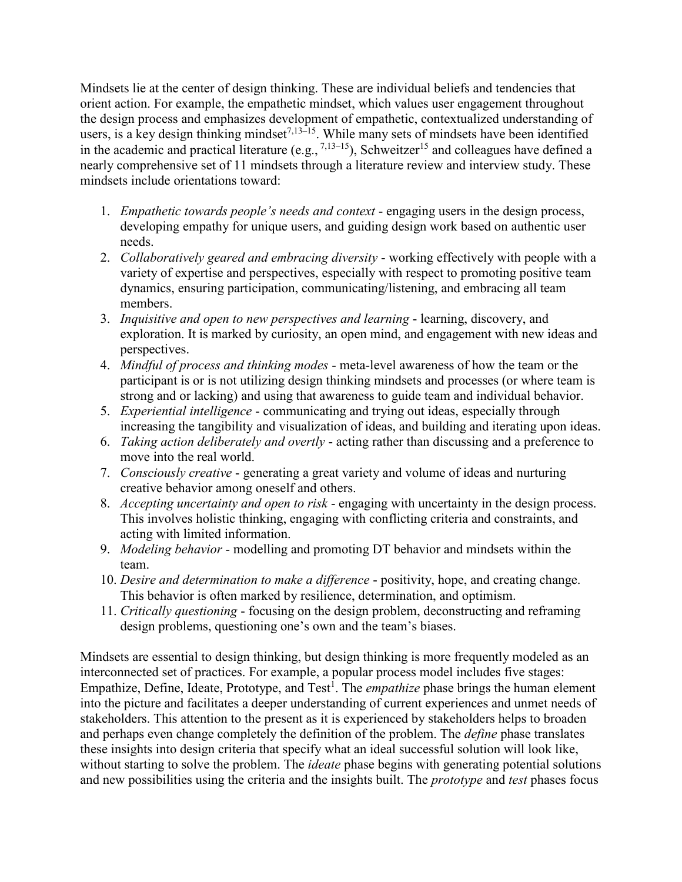Mindsets lie at the center of design thinking. These are individual beliefs and tendencies that orient action. For example, the empathetic mindset, which values user engagement throughout the design process and emphasizes development of empathetic, contextualized understanding of users, is a key design thinking mindset[7,13–15]. While many sets of mindsets have been identified in the academic and practical literature (e.g., [7,13–15]), Schweitzer[15] and colleagues have defined a nearly comprehensive set of 11 mindsets through a literature review and interview study. These mindsets include orientations toward:

1. *Empathetic towards people's needs and context* - engaging users in the design process, developing empathy for unique users, and guiding design work based on authentic user needs.
2. *Collaboratively geared and embracing diversity* - working effectively with people with a variety of expertise and perspectives, especially with respect to promoting positive team dynamics, ensuring participation, communicating/listening, and embracing all team members.
3. *Inquisitive and open to new perspectives and learning* - learning, discovery, and exploration. It is marked by curiosity, an open mind, and engagement with new ideas and perspectives.
4. *Mindful of process and thinking modes* - meta-level awareness of how the team or the participant is or is not utilizing design thinking mindsets and processes (or where team is strong and or lacking) and using that awareness to guide team and individual behavior.
5. *Experiential intelligence* - communicating and trying out ideas, especially through increasing the tangibility and visualization of ideas, and building and iterating upon ideas.
6. *Taking action deliberately and overtly* - acting rather than discussing and a preference to move into the real world.
7. *Consciously creative* - generating a great variety and volume of ideas and nurturing creative behavior among oneself and others.
8. *Accepting uncertainty and open to risk* - engaging with uncertainty in the design process. This involves holistic thinking, engaging with conflicting criteria and constraints, and acting with limited information.
9. *Modeling behavior* - modelling and promoting DT behavior and mindsets within the team.
10. *Desire and determination to make a difference* - positivity, hope, and creating change. This behavior is often marked by resilience, determination, and optimism.
11. *Critically questioning* - focusing on the design problem, deconstructing and reframing design problems, questioning one's own and the team's biases.

Mindsets are essential to design thinking, but design thinking is more frequently modeled as an interconnected set of practices. For example, a popular process model includes five stages: Empathize, Define, Ideate, Prototype, and Test[1]. The *empathize* phase brings the human element into the picture and facilitates a deeper understanding of current experiences and unmet needs of stakeholders. This attention to the present as it is experienced by stakeholders helps to broaden and perhaps even change completely the definition of the problem. The *define* phase translates these insights into design criteria that specify what an ideal successful solution will look like, without starting to solve the problem. The *ideate* phase begins with generating potential solutions and new possibilities using the criteria and the insights built. The *prototype* and *test* phases focus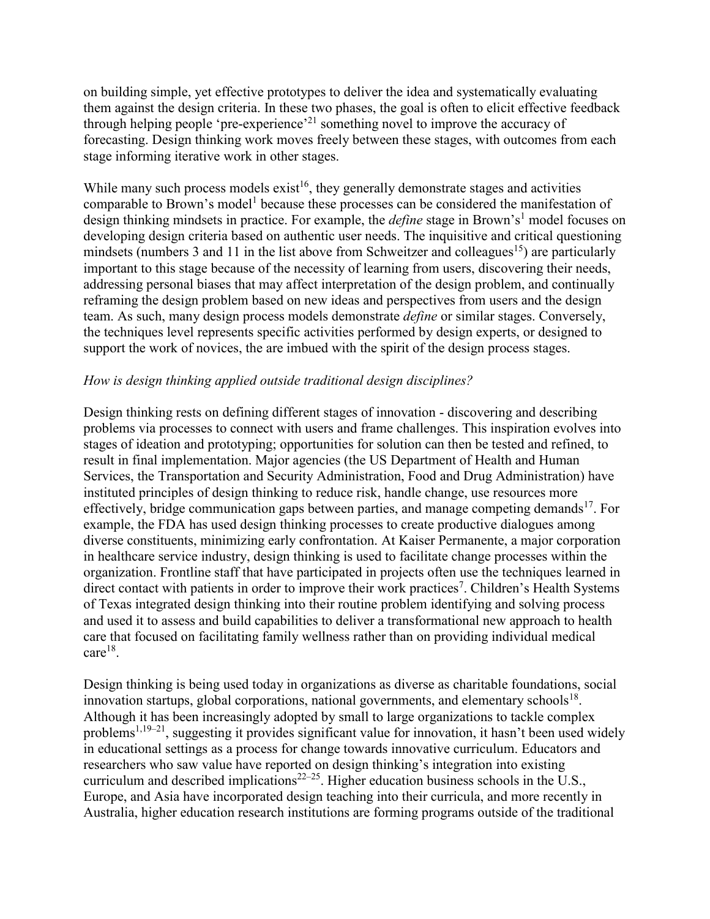on building simple, yet effective prototypes to deliver the idea and systematically evaluating them against the design criteria. In these two phases, the goal is often to elicit effective feedback through helping people 'pre-experience'[21] something novel to improve the accuracy of forecasting. Design thinking work moves freely between these stages, with outcomes from each stage informing iterative work in other stages.

While many such process models exist[16], they generally demonstrate stages and activities comparable to Brown's model[1] because these processes can be considered the manifestation of design thinking mindsets in practice. For example, the *define* stage in Brown's[1] model focuses on developing design criteria based on authentic user needs. The inquisitive and critical questioning mindsets (numbers 3 and 11 in the list above from Schweitzer and colleagues[15]) are particularly important to this stage because of the necessity of learning from users, discovering their needs, addressing personal biases that may affect interpretation of the design problem, and continually reframing the design problem based on new ideas and perspectives from users and the design team. As such, many design process models demonstrate *define* or similar stages. Conversely, the techniques level represents specific activities performed by design experts, or designed to support the work of novices, the are imbued with the spirit of the design process stages.

*How is design thinking applied outside traditional design disciplines?*

Design thinking rests on defining different stages of innovation - discovering and describing problems via processes to connect with users and frame challenges. This inspiration evolves into stages of ideation and prototyping; opportunities for solution can then be tested and refined, to result in final implementation. Major agencies (the US Department of Health and Human Services, the Transportation and Security Administration, Food and Drug Administration) have instituted principles of design thinking to reduce risk, handle change, use resources more effectively, bridge communication gaps between parties, and manage competing demands[17]. For example, the FDA has used design thinking processes to create productive dialogues among diverse constituents, minimizing early confrontation. At Kaiser Permanente, a major corporation in healthcare service industry, design thinking is used to facilitate change processes within the organization. Frontline staff that have participated in projects often use the techniques learned in direct contact with patients in order to improve their work practices[7]. Children's Health Systems of Texas integrated design thinking into their routine problem identifying and solving process and used it to assess and build capabilities to deliver a transformational new approach to health care that focused on facilitating family wellness rather than on providing individual medical care[18].

Design thinking is being used today in organizations as diverse as charitable foundations, social innovation startups, global corporations, national governments, and elementary schools[18]. Although it has been increasingly adopted by small to large organizations to tackle complex problems[1,19–21], suggesting it provides significant value for innovation, it hasn't been used widely in educational settings as a process for change towards innovative curriculum. Educators and researchers who saw value have reported on design thinking's integration into existing curriculum and described implications[22–25]. Higher education business schools in the U.S., Europe, and Asia have incorporated design teaching into their curricula, and more recently in Australia, higher education research institutions are forming programs outside of the traditional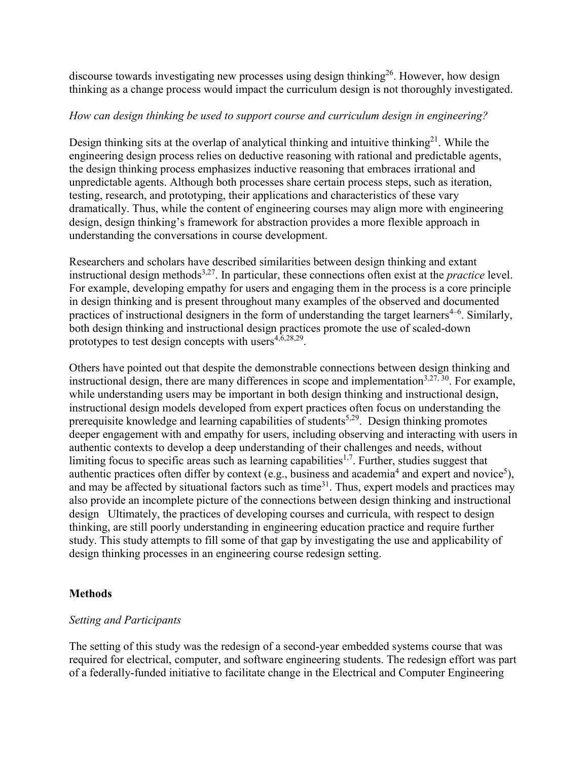discourse towards investigating new processes using design thinking[26]. However, how design thinking as a change process would impact the curriculum design is not thoroughly investigated.

*How can design thinking be used to support course and curriculum design in engineering?*

Design thinking sits at the overlap of analytical thinking and intuitive thinking[21]. While the engineering design process relies on deductive reasoning with rational and predictable agents, the design thinking process emphasizes inductive reasoning that embraces irrational and unpredictable agents. Although both processes share certain process steps, such as iteration, testing, research, and prototyping, their applications and characteristics of these vary dramatically. Thus, while the content of engineering courses may align more with engineering design, design thinking's framework for abstraction provides a more flexible approach in understanding the conversations in course development.

Researchers and scholars have described similarities between design thinking and extant instructional design methods[3,27]. In particular, these connections often exist at the *practice* level. For example, developing empathy for users and engaging them in the process is a core principle in design thinking and is present throughout many examples of the observed and documented practices of instructional designers in the form of understanding the target learners[4–6]. Similarly, both design thinking and instructional design practices promote the use of scaled-down prototypes to test design concepts with users[4,6,28,29].

Others have pointed out that despite the demonstrable connections between design thinking and instructional design, there are many differences in scope and implementation[3,27, 30]. For example, while understanding users may be important in both design thinking and instructional design, instructional design models developed from expert practices often focus on understanding the prerequisite knowledge and learning capabilities of students[5,29]. Design thinking promotes deeper engagement with and empathy for users, including observing and interacting with users in authentic contexts to develop a deep understanding of their challenges and needs, without limiting focus to specific areas such as learning capabilities[1,7]. Further, studies suggest that authentic practices often differ by context (e.g., business and academia[4] and expert and novice[5]), and may be affected by situational factors such as time[31]. Thus, expert models and practices may also provide an incomplete picture of the connections between design thinking and instructional design Ultimately, the practices of developing courses and curricula, with respect to design thinking, are still poorly understanding in engineering education practice and require further study. This study attempts to fill some of that gap by investigating the use and applicability of design thinking processes in an engineering course redesign setting.

## Methods

### *Setting and Participants*

The setting of this study was the redesign of a second-year embedded systems course that was required for electrical, computer, and software engineering students. The redesign effort was part of a federally-funded initiative to facilitate change in the Electrical and Computer Engineering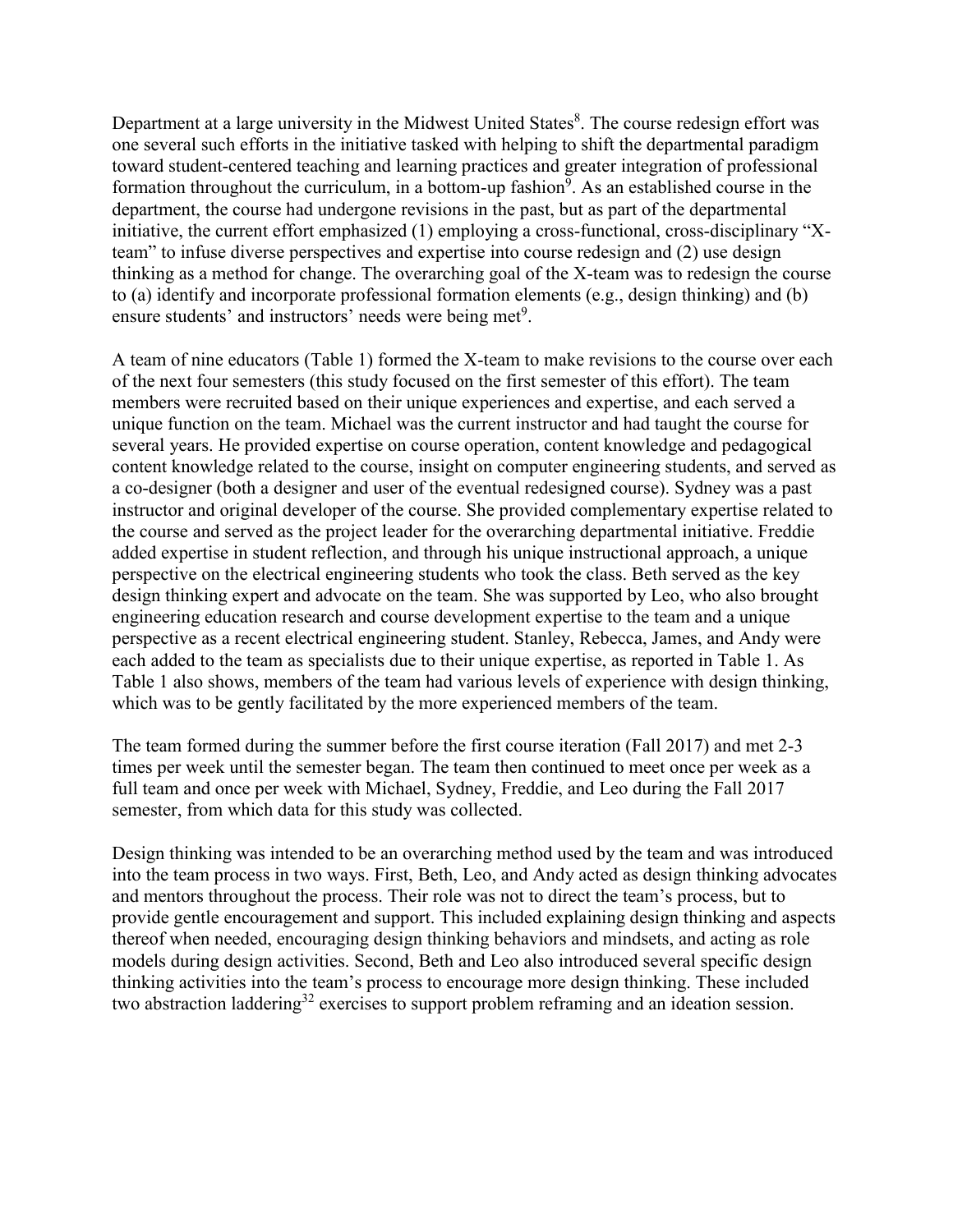Department at a large university in the Midwest United States[8]. The course redesign effort was one several such efforts in the initiative tasked with helping to shift the departmental paradigm toward student-centered teaching and learning practices and greater integration of professional formation throughout the curriculum, in a bottom-up fashion[9]. As an established course in the department, the course had undergone revisions in the past, but as part of the departmental initiative, the current effort emphasized (1) employing a cross-functional, cross-disciplinary "X-team" to infuse diverse perspectives and expertise into course redesign and (2) use design thinking as a method for change. The overarching goal of the X-team was to redesign the course to (a) identify and incorporate professional formation elements (e.g., design thinking) and (b) ensure students' and instructors' needs were being met[9].

A team of nine educators (Table 1) formed the X-team to make revisions to the course over each of the next four semesters (this study focused on the first semester of this effort). The team members were recruited based on their unique experiences and expertise, and each served a unique function on the team. Michael was the current instructor and had taught the course for several years. He provided expertise on course operation, content knowledge and pedagogical content knowledge related to the course, insight on computer engineering students, and served as a co-designer (both a designer and user of the eventual redesigned course). Sydney was a past instructor and original developer of the course. She provided complementary expertise related to the course and served as the project leader for the overarching departmental initiative. Freddie added expertise in student reflection, and through his unique instructional approach, a unique perspective on the electrical engineering students who took the class. Beth served as the key design thinking expert and advocate on the team. She was supported by Leo, who also brought engineering education research and course development expertise to the team and a unique perspective as a recent electrical engineering student. Stanley, Rebecca, James, and Andy were each added to the team as specialists due to their unique expertise, as reported in Table 1. As Table 1 also shows, members of the team had various levels of experience with design thinking, which was to be gently facilitated by the more experienced members of the team.

The team formed during the summer before the first course iteration (Fall 2017) and met 2-3 times per week until the semester began. The team then continued to meet once per week as a full team and once per week with Michael, Sydney, Freddie, and Leo during the Fall 2017 semester, from which data for this study was collected.

Design thinking was intended to be an overarching method used by the team and was introduced into the team process in two ways. First, Beth, Leo, and Andy acted as design thinking advocates and mentors throughout the process. Their role was not to direct the team's process, but to provide gentle encouragement and support. This included explaining design thinking and aspects thereof when needed, encouraging design thinking behaviors and mindsets, and acting as role models during design activities. Second, Beth and Leo also introduced several specific design thinking activities into the team's process to encourage more design thinking. These included two abstraction laddering[32] exercises to support problem reframing and an ideation session.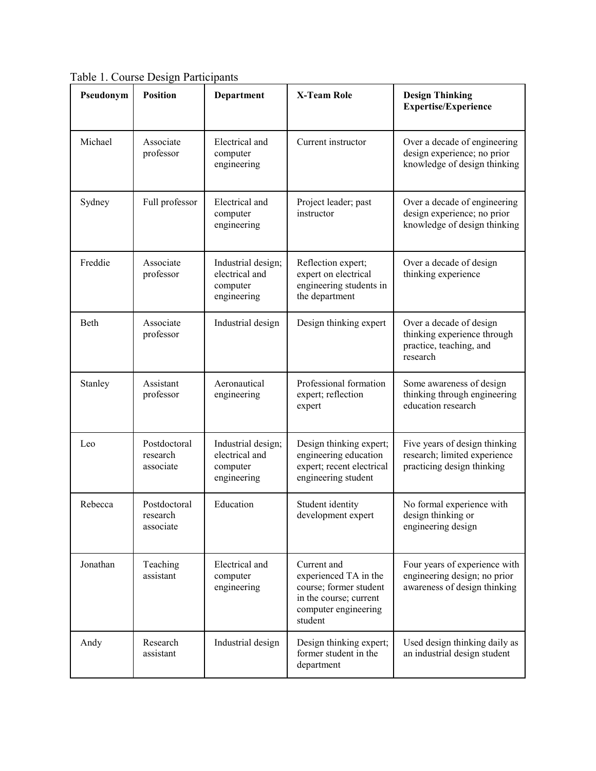Table 1. Course Design Participants

| Pseudonym | Position | Department | X-Team Role | Design Thinking Expertise/Experience |
|---|---|---|---|---|
| Michael | Associate professor | Electrical and computer engineering | Current instructor | Over a decade of engineering design experience; no prior knowledge of design thinking |
| Sydney | Full professor | Electrical and computer engineering | Project leader; past instructor | Over a decade of engineering design experience; no prior knowledge of design thinking |
| Freddie | Associate professor | Industrial design; electrical and computer engineering | Reflection expert; expert on electrical engineering students in the department | Over a decade of design thinking experience |
| Beth | Associate professor | Industrial design | Design thinking expert | Over a decade of design thinking experience through practice, teaching, and research |
| Stanley | Assistant professor | Aeronautical engineering | Professional formation expert; reflection expert | Some awareness of design thinking through engineering education research |
| Leo | Postdoctoral research associate | Industrial design; electrical and computer engineering | Design thinking expert; engineering education expert; recent electrical engineering student | Five years of design thinking research; limited experience practicing design thinking |
| Rebecca | Postdoctoral research associate | Education | Student identity development expert | No formal experience with design thinking or engineering design |
| Jonathan | Teaching assistant | Electrical and computer engineering | Current and experienced TA in the course; former student in the course; current computer engineering student | Four years of experience with engineering design; no prior awareness of design thinking |
| Andy | Research assistant | Industrial design | Design thinking expert; former student in the department | Used design thinking daily as an industrial design student |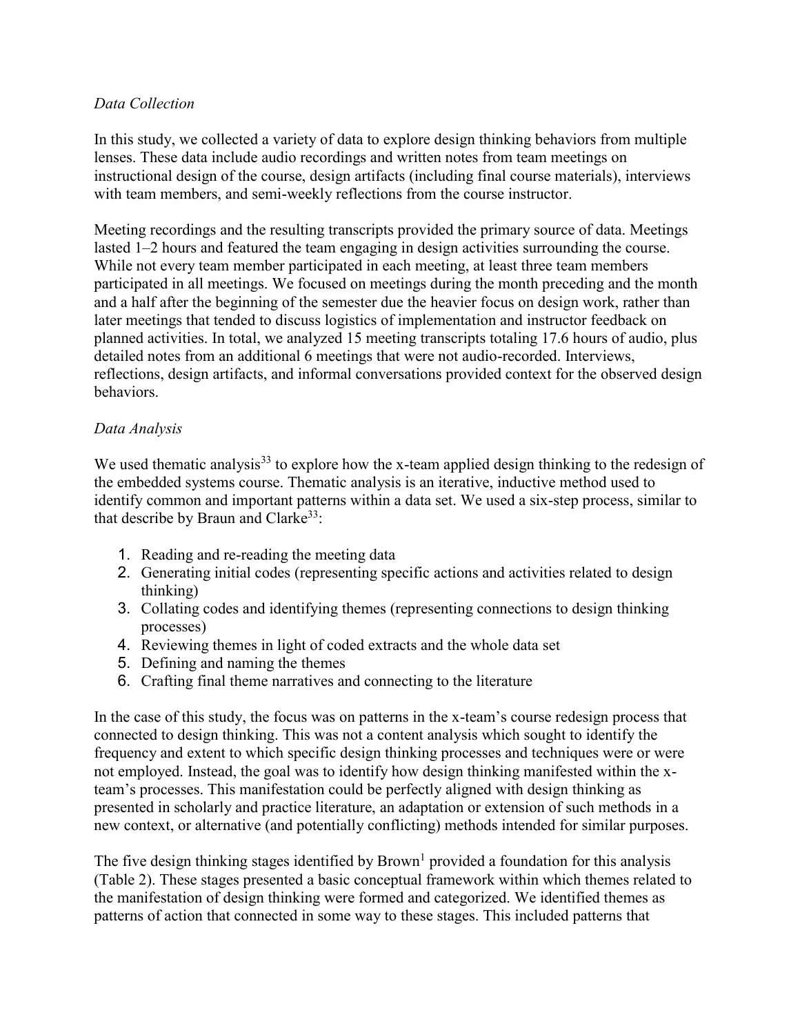*Data Collection*

In this study, we collected a variety of data to explore design thinking behaviors from multiple lenses. These data include audio recordings and written notes from team meetings on instructional design of the course, design artifacts (including final course materials), interviews with team members, and semi-weekly reflections from the course instructor.

Meeting recordings and the resulting transcripts provided the primary source of data. Meetings lasted 1–2 hours and featured the team engaging in design activities surrounding the course. While not every team member participated in each meeting, at least three team members participated in all meetings. We focused on meetings during the month preceding and the month and a half after the beginning of the semester due the heavier focus on design work, rather than later meetings that tended to discuss logistics of implementation and instructor feedback on planned activities. In total, we analyzed 15 meeting transcripts totaling 17.6 hours of audio, plus detailed notes from an additional 6 meetings that were not audio-recorded. Interviews, reflections, design artifacts, and informal conversations provided context for the observed design behaviors.

*Data Analysis*

We used thematic analysis[33] to explore how the x-team applied design thinking to the redesign of the embedded systems course. Thematic analysis is an iterative, inductive method used to identify common and important patterns within a data set. We used a six-step process, similar to that describe by Braun and Clarke[33]:

1. Reading and re-reading the meeting data
2. Generating initial codes (representing specific actions and activities related to design thinking)
3. Collating codes and identifying themes (representing connections to design thinking processes)
4. Reviewing themes in light of coded extracts and the whole data set
5. Defining and naming the themes
6. Crafting final theme narratives and connecting to the literature

In the case of this study, the focus was on patterns in the x-team's course redesign process that connected to design thinking. This was not a content analysis which sought to identify the frequency and extent to which specific design thinking processes and techniques were or were not employed. Instead, the goal was to identify how design thinking manifested within the x-team's processes. This manifestation could be perfectly aligned with design thinking as presented in scholarly and practice literature, an adaptation or extension of such methods in a new context, or alternative (and potentially conflicting) methods intended for similar purposes.

The five design thinking stages identified by Brown[1] provided a foundation for this analysis (Table 2). These stages presented a basic conceptual framework within which themes related to the manifestation of design thinking were formed and categorized. We identified themes as patterns of action that connected in some way to these stages. This included patterns that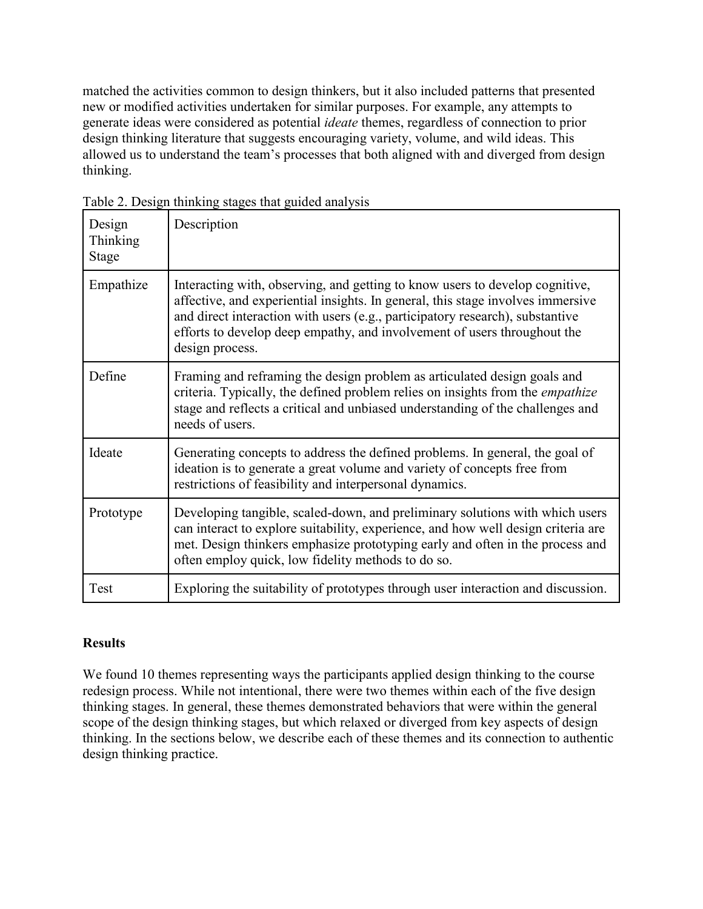matched the activities common to design thinkers, but it also included patterns that presented new or modified activities undertaken for similar purposes. For example, any attempts to generate ideas were considered as potential *ideate* themes, regardless of connection to prior design thinking literature that suggests encouraging variety, volume, and wild ideas. This allowed us to understand the team's processes that both aligned with and diverged from design thinking.

Table 2. Design thinking stages that guided analysis

| Design Thinking Stage | Description |
|---|---|
| Empathize | Interacting with, observing, and getting to know users to develop cognitive, affective, and experiential insights. In general, this stage involves immersive and direct interaction with users (e.g., participatory research), substantive efforts to develop deep empathy, and involvement of users throughout the design process. |
| Define | Framing and reframing the design problem as articulated design goals and criteria. Typically, the defined problem relies on insights from the *empathize* stage and reflects a critical and unbiased understanding of the challenges and needs of users. |
| Ideate | Generating concepts to address the defined problems. In general, the goal of ideation is to generate a great volume and variety of concepts free from restrictions of feasibility and interpersonal dynamics. |
| Prototype | Developing tangible, scaled-down, and preliminary solutions with which users can interact to explore suitability, experience, and how well design criteria are met. Design thinkers emphasize prototyping early and often in the process and often employ quick, low fidelity methods to do so. |
| Test | Exploring the suitability of prototypes through user interaction and discussion. |

## Results

We found 10 themes representing ways the participants applied design thinking to the course redesign process. While not intentional, there were two themes within each of the five design thinking stages. In general, these themes demonstrated behaviors that were within the general scope of the design thinking stages, but which relaxed or diverged from key aspects of design thinking. In the sections below, we describe each of these themes and its connection to authentic design thinking practice.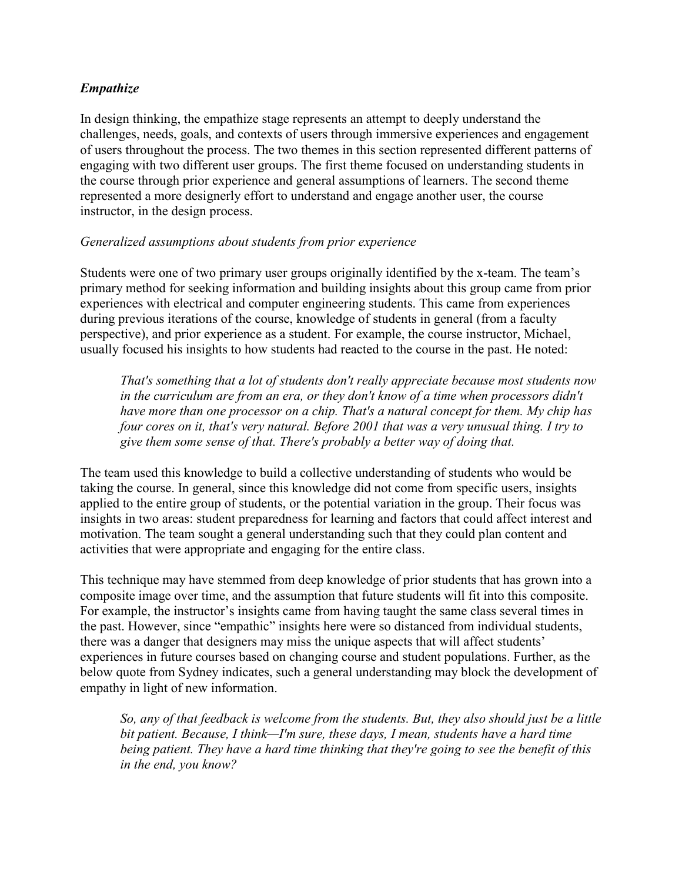### *Empathize*

In design thinking, the empathize stage represents an attempt to deeply understand the challenges, needs, goals, and contexts of users through immersive experiences and engagement of users throughout the process. The two themes in this section represented different patterns of engaging with two different user groups. The first theme focused on understanding students in the course through prior experience and general assumptions of learners. The second theme represented a more designerly effort to understand and engage another user, the course instructor, in the design process.

#### *Generalized assumptions about students from prior experience*

Students were one of two primary user groups originally identified by the x-team. The team's primary method for seeking information and building insights about this group came from prior experiences with electrical and computer engineering students. This came from experiences during previous iterations of the course, knowledge of students in general (from a faculty perspective), and prior experience as a student. For example, the course instructor, Michael, usually focused his insights to how students had reacted to the course in the past. He noted:

> *That's something that a lot of students don't really appreciate because most students now in the curriculum are from an era, or they don't know of a time when processors didn't have more than one processor on a chip. That's a natural concept for them. My chip has four cores on it, that's very natural. Before 2001 that was a very unusual thing. I try to give them some sense of that. There's probably a better way of doing that.*

The team used this knowledge to build a collective understanding of students who would be taking the course. In general, since this knowledge did not come from specific users, insights applied to the entire group of students, or the potential variation in the group. Their focus was insights in two areas: student preparedness for learning and factors that could affect interest and motivation. The team sought a general understanding such that they could plan content and activities that were appropriate and engaging for the entire class.

This technique may have stemmed from deep knowledge of prior students that has grown into a composite image over time, and the assumption that future students will fit into this composite. For example, the instructor's insights came from having taught the same class several times in the past. However, since "empathic" insights here were so distanced from individual students, there was a danger that designers may miss the unique aspects that will affect students' experiences in future courses based on changing course and student populations. Further, as the below quote from Sydney indicates, such a general understanding may block the development of empathy in light of new information.

> *So, any of that feedback is welcome from the students. But, they also should just be a little bit patient. Because, I think—I'm sure, these days, I mean, students have a hard time being patient. They have a hard time thinking that they're going to see the benefit of this in the end, you know?*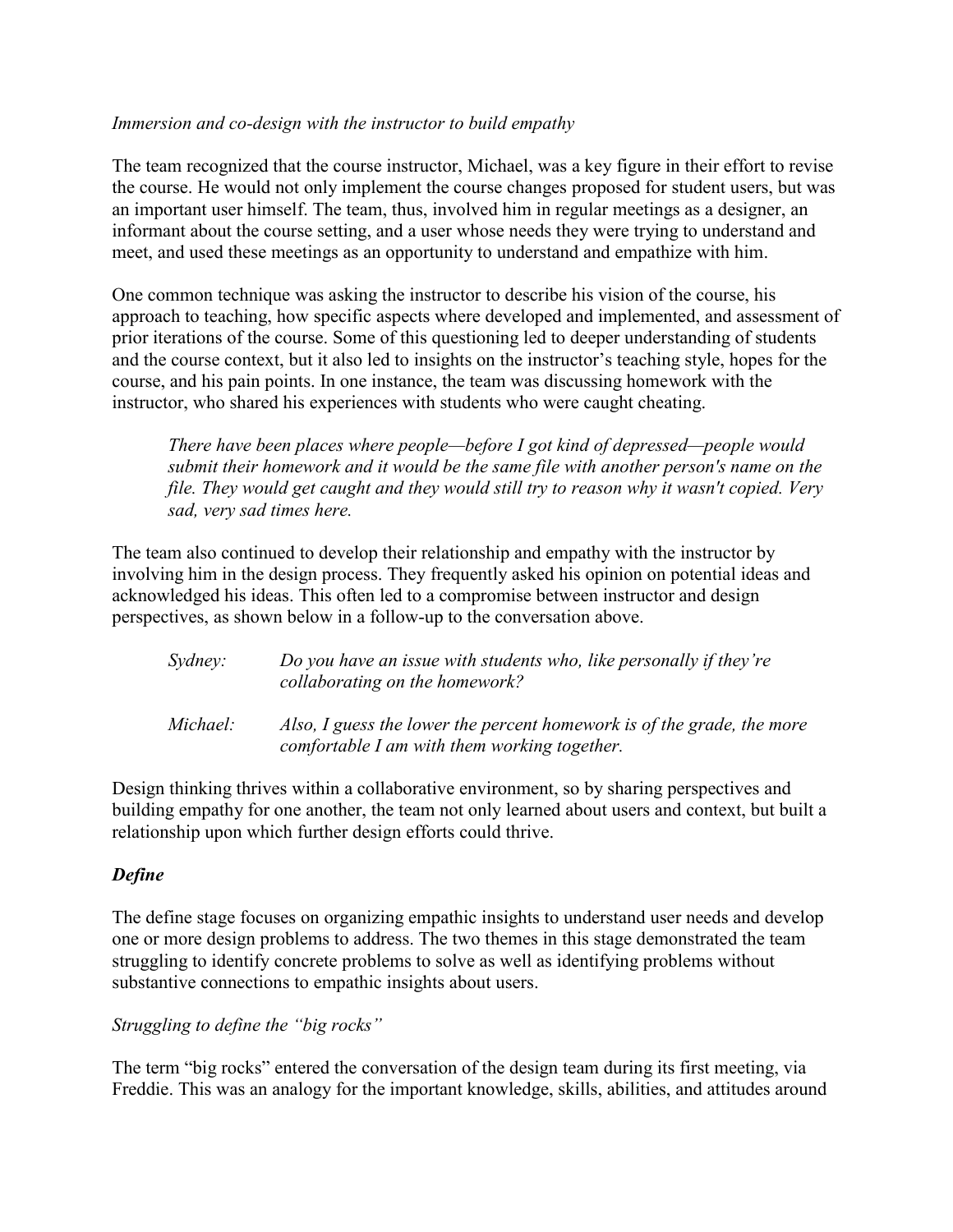*Immersion and co-design with the instructor to build empathy*

The team recognized that the course instructor, Michael, was a key figure in their effort to revise the course. He would not only implement the course changes proposed for student users, but was an important user himself. The team, thus, involved him in regular meetings as a designer, an informant about the course setting, and a user whose needs they were trying to understand and meet, and used these meetings as an opportunity to understand and empathize with him.

One common technique was asking the instructor to describe his vision of the course, his approach to teaching, how specific aspects where developed and implemented, and assessment of prior iterations of the course. Some of this questioning led to deeper understanding of students and the course context, but it also led to insights on the instructor's teaching style, hopes for the course, and his pain points. In one instance, the team was discussing homework with the instructor, who shared his experiences with students who were caught cheating.

> *There have been places where people—before I got kind of depressed—people would submit their homework and it would be the same file with another person's name on the file. They would get caught and they would still try to reason why it wasn't copied. Very sad, very sad times here.*

The team also continued to develop their relationship and empathy with the instructor by involving him in the design process. They frequently asked his opinion on potential ideas and acknowledged his ideas. This often led to a compromise between instructor and design perspectives, as shown below in a follow-up to the conversation above.

> *Sydney:* *Do you have an issue with students who, like personally if they're collaborating on the homework?*
>
> *Michael:* *Also, I guess the lower the percent homework is of the grade, the more comfortable I am with them working together.*

Design thinking thrives within a collaborative environment, so by sharing perspectives and building empathy for one another, the team not only learned about users and context, but built a relationship upon which further design efforts could thrive.

### *Define*

The define stage focuses on organizing empathic insights to understand user needs and develop one or more design problems to address. The two themes in this stage demonstrated the team struggling to identify concrete problems to solve as well as identifying problems without substantive connections to empathic insights about users.

*Struggling to define the "big rocks"*

The term "big rocks" entered the conversation of the design team during its first meeting, via Freddie. This was an analogy for the important knowledge, skills, abilities, and attitudes around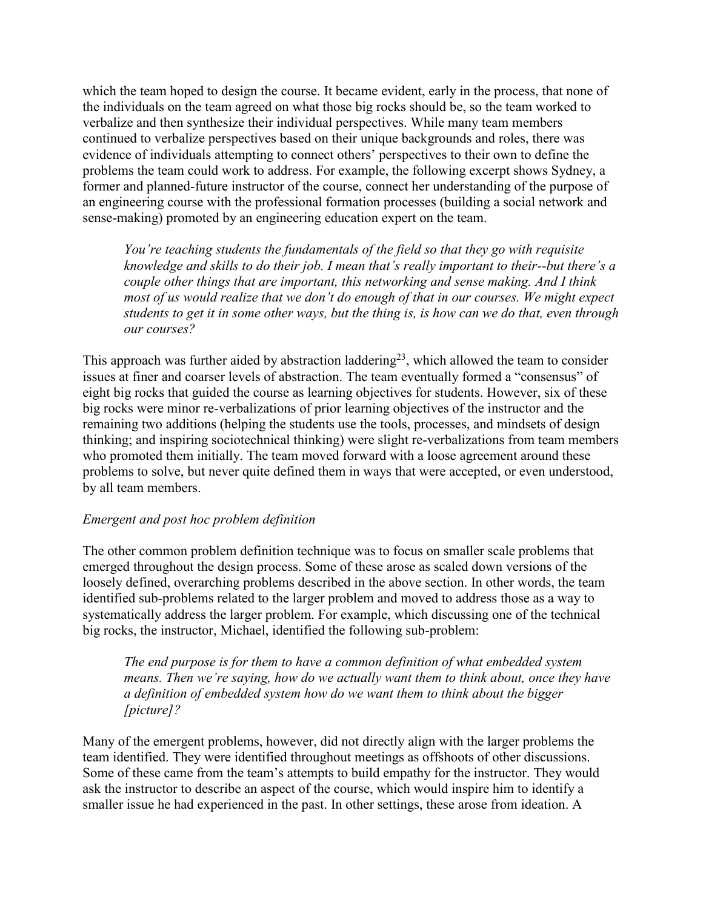which the team hoped to design the course. It became evident, early in the process, that none of the individuals on the team agreed on what those big rocks should be, so the team worked to verbalize and then synthesize their individual perspectives. While many team members continued to verbalize perspectives based on their unique backgrounds and roles, there was evidence of individuals attempting to connect others' perspectives to their own to define the problems the team could work to address. For example, the following excerpt shows Sydney, a former and planned-future instructor of the course, connect her understanding of the purpose of an engineering course with the professional formation processes (building a social network and sense-making) promoted by an engineering education expert on the team.

> *You're teaching students the fundamentals of the field so that they go with requisite knowledge and skills to do their job. I mean that's really important to their--but there's a couple other things that are important, this networking and sense making. And I think most of us would realize that we don't do enough of that in our courses. We might expect students to get it in some other ways, but the thing is, is how can we do that, even through our courses?*

This approach was further aided by abstraction laddering[23], which allowed the team to consider issues at finer and coarser levels of abstraction. The team eventually formed a "consensus" of eight big rocks that guided the course as learning objectives for students. However, six of these big rocks were minor re-verbalizations of prior learning objectives of the instructor and the remaining two additions (helping the students use the tools, processes, and mindsets of design thinking; and inspiring sociotechnical thinking) were slight re-verbalizations from team members who promoted them initially. The team moved forward with a loose agreement around these problems to solve, but never quite defined them in ways that were accepted, or even understood, by all team members.

*Emergent and post hoc problem definition*

The other common problem definition technique was to focus on smaller scale problems that emerged throughout the design process. Some of these arose as scaled down versions of the loosely defined, overarching problems described in the above section. In other words, the team identified sub-problems related to the larger problem and moved to address those as a way to systematically address the larger problem. For example, which discussing one of the technical big rocks, the instructor, Michael, identified the following sub-problem:

> *The end purpose is for them to have a common definition of what embedded system means. Then we're saying, how do we actually want them to think about, once they have a definition of embedded system how do we want them to think about the bigger [picture]?*

Many of the emergent problems, however, did not directly align with the larger problems the team identified. They were identified throughout meetings as offshoots of other discussions. Some of these came from the team's attempts to build empathy for the instructor. They would ask the instructor to describe an aspect of the course, which would inspire him to identify a smaller issue he had experienced in the past. In other settings, these arose from ideation. A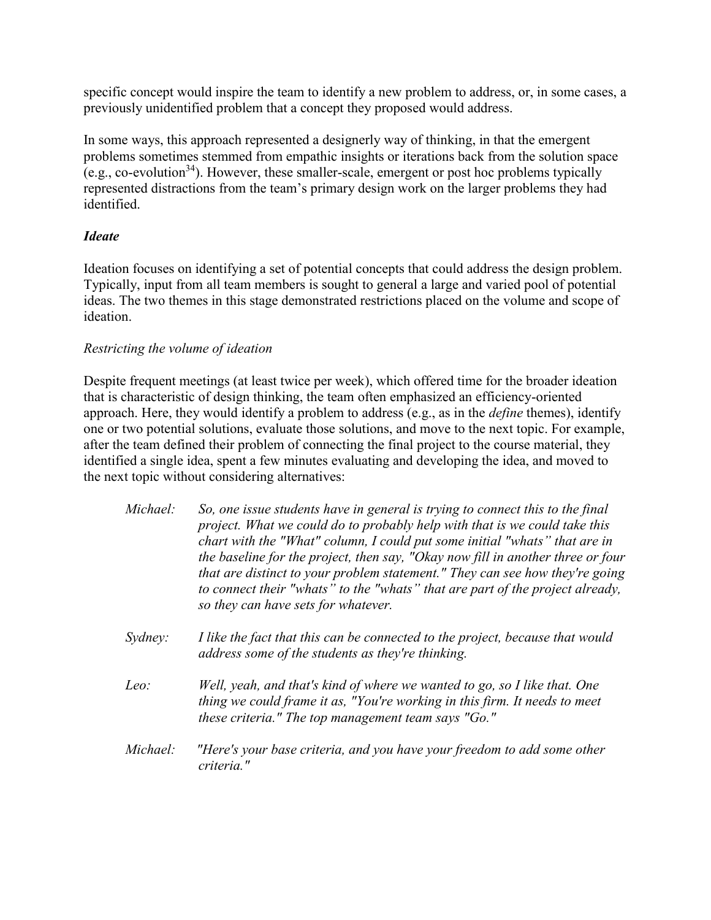specific concept would inspire the team to identify a new problem to address, or, in some cases, a previously unidentified problem that a concept they proposed would address.

In some ways, this approach represented a designerly way of thinking, in that the emergent problems sometimes stemmed from empathic insights or iterations back from the solution space (e.g., co-evolution[34]). However, these smaller-scale, emergent or post hoc problems typically represented distractions from the team's primary design work on the larger problems they had identified.

### *Ideate*

Ideation focuses on identifying a set of potential concepts that could address the design problem. Typically, input from all team members is sought to general a large and varied pool of potential ideas. The two themes in this stage demonstrated restrictions placed on the volume and scope of ideation.

#### *Restricting the volume of ideation*

Despite frequent meetings (at least twice per week), which offered time for the broader ideation that is characteristic of design thinking, the team often emphasized an efficiency-oriented approach. Here, they would identify a problem to address (e.g., as in the *define* themes), identify one or two potential solutions, evaluate those solutions, and move to the next topic. For example, after the team defined their problem of connecting the final project to the course material, they identified a single idea, spent a few minutes evaluating and developing the idea, and moved to the next topic without considering alternatives:

*Michael:* *So, one issue students have in general is trying to connect this to the final project. What we could do to probably help with that is we could take this chart with the "What" column, I could put some initial "whats" that are in the baseline for the project, then say, "Okay now fill in another three or four that are distinct to your problem statement." They can see how they're going to connect their "whats" to the "whats" that are part of the project already, so they can have sets for whatever.*

*Sydney:* *I like the fact that this can be connected to the project, because that would address some of the students as they're thinking.*

*Leo:* *Well, yeah, and that's kind of where we wanted to go, so I like that. One thing we could frame it as, "You're working in this firm. It needs to meet these criteria." The top management team says "Go."*

*Michael:* *"Here's your base criteria, and you have your freedom to add some other criteria."*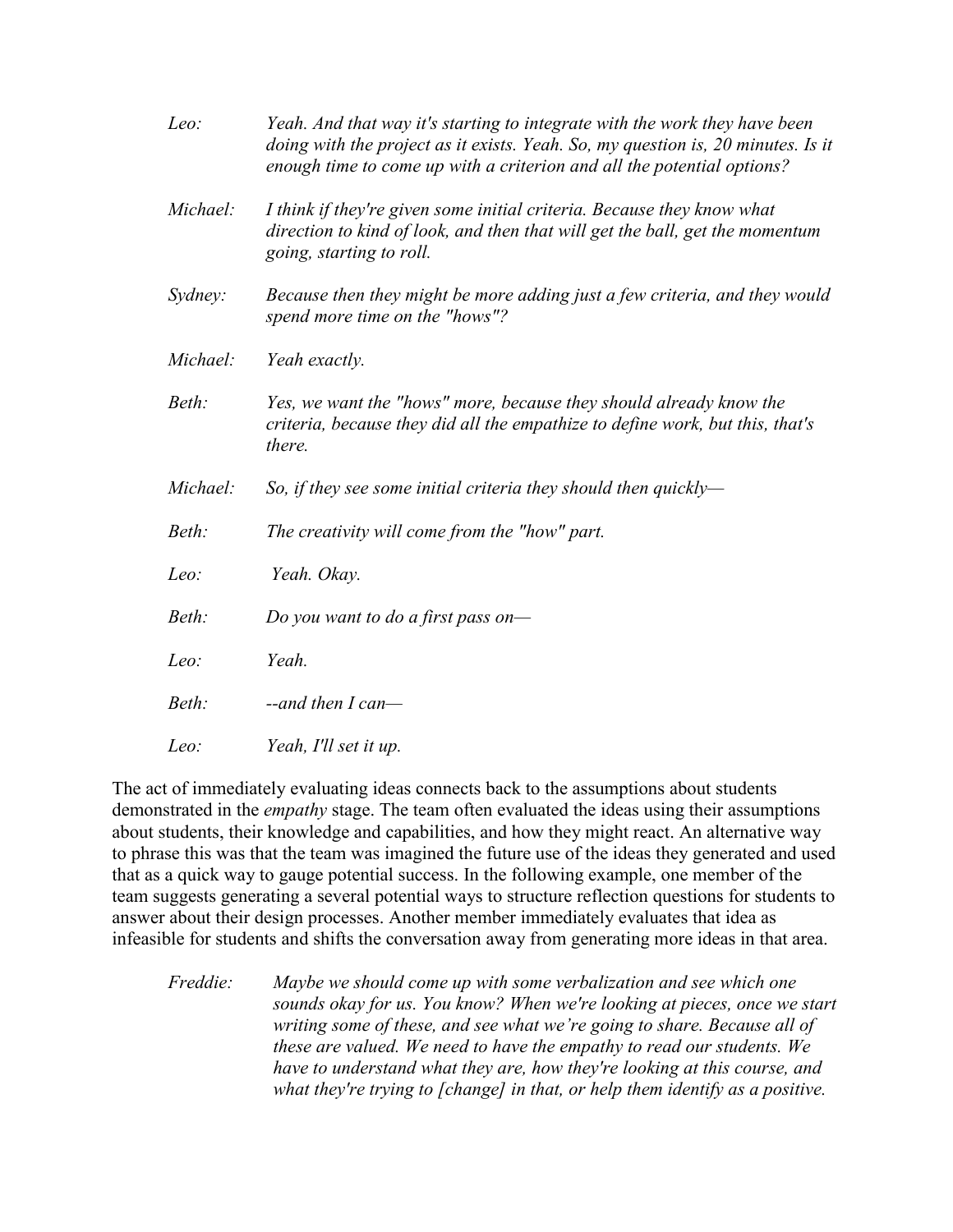*Leo:* *Yeah. And that way it's starting to integrate with the work they have been doing with the project as it exists. Yeah. So, my question is, 20 minutes. Is it enough time to come up with a criterion and all the potential options?*

*Michael:* *I think if they're given some initial criteria. Because they know what direction to kind of look, and then that will get the ball, get the momentum going, starting to roll.*

*Sydney:* *Because then they might be more adding just a few criteria, and they would spend more time on the "hows"?*

*Michael:* *Yeah exactly.*

*Beth:* *Yes, we want the "hows" more, because they should already know the criteria, because they did all the empathize to define work, but this, that's there.*

*Michael:* *So, if they see some initial criteria they should then quickly—*

*Beth:* *The creativity will come from the "how" part.*

*Leo:* *Yeah. Okay.*

*Beth:* *Do you want to do a first pass on—*

*Leo:* *Yeah.*

*Beth:* *--and then I can—*

*Leo:* *Yeah, I'll set it up.*

The act of immediately evaluating ideas connects back to the assumptions about students demonstrated in the *empathy* stage. The team often evaluated the ideas using their assumptions about students, their knowledge and capabilities, and how they might react. An alternative way to phrase this was that the team was imagined the future use of the ideas they generated and used that as a quick way to gauge potential success. In the following example, one member of the team suggests generating a several potential ways to structure reflection questions for students to answer about their design processes. Another member immediately evaluates that idea as infeasible for students and shifts the conversation away from generating more ideas in that area.

*Freddie:* *Maybe we should come up with some verbalization and see which one sounds okay for us. You know? When we're looking at pieces, once we start writing some of these, and see what we're going to share. Because all of these are valued. We need to have the empathy to read our students. We have to understand what they are, how they're looking at this course, and what they're trying to [change] in that, or help them identify as a positive.*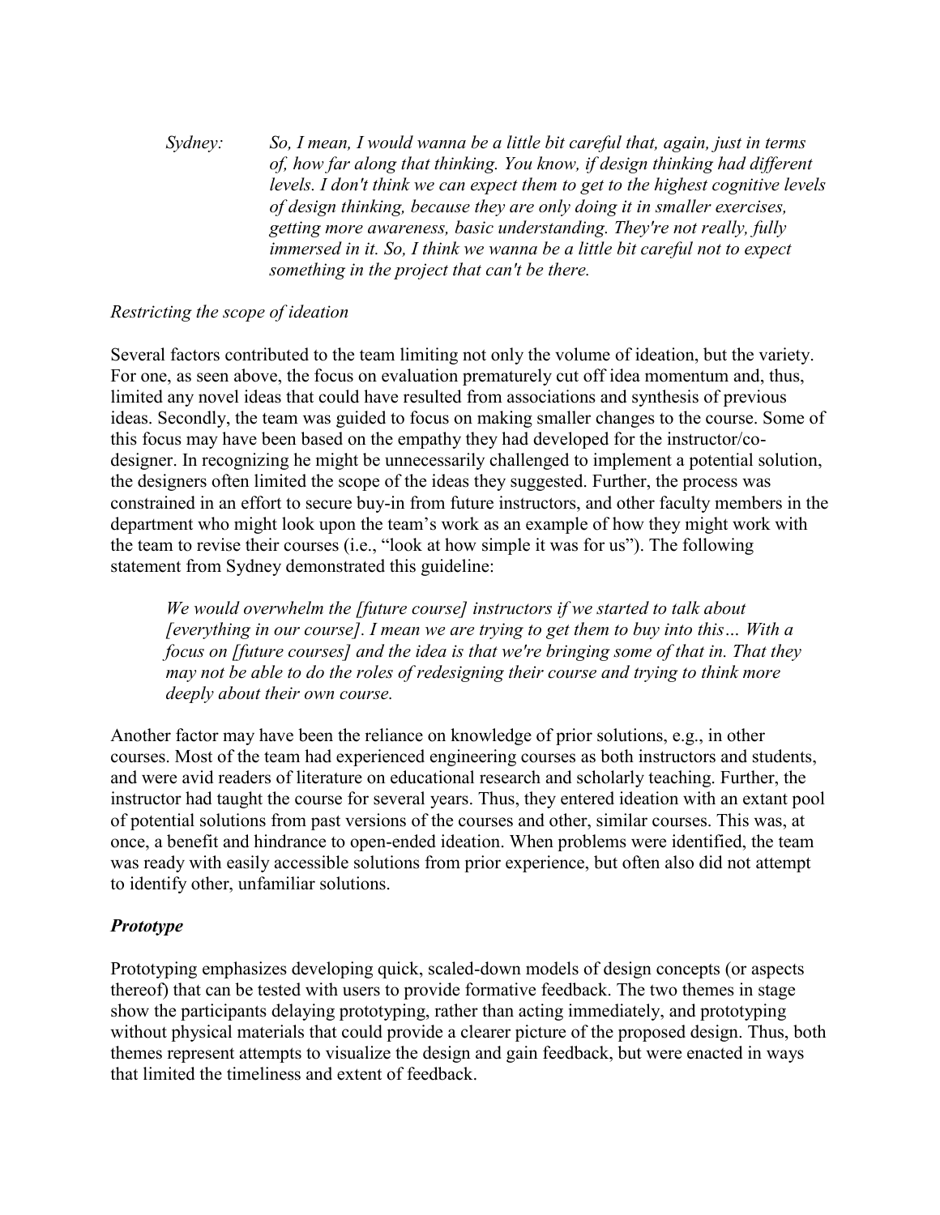*Sydney: So, I mean, I would wanna be a little bit careful that, again, just in terms of, how far along that thinking. You know, if design thinking had different levels. I don't think we can expect them to get to the highest cognitive levels of design thinking, because they are only doing it in smaller exercises, getting more awareness, basic understanding. They're not really, fully immersed in it. So, I think we wanna be a little bit careful not to expect something in the project that can't be there.*

*Restricting the scope of ideation*

Several factors contributed to the team limiting not only the volume of ideation, but the variety. For one, as seen above, the focus on evaluation prematurely cut off idea momentum and, thus, limited any novel ideas that could have resulted from associations and synthesis of previous ideas. Secondly, the team was guided to focus on making smaller changes to the course. Some of this focus may have been based on the empathy they had developed for the instructor/co-designer. In recognizing he might be unnecessarily challenged to implement a potential solution, the designers often limited the scope of the ideas they suggested. Further, the process was constrained in an effort to secure buy-in from future instructors, and other faculty members in the department who might look upon the team's work as an example of how they might work with the team to revise their courses (i.e., "look at how simple it was for us"). The following statement from Sydney demonstrated this guideline:

*We would overwhelm the [future course] instructors if we started to talk about [everything in our course]. I mean we are trying to get them to buy into this… With a focus on [future courses] and the idea is that we're bringing some of that in. That they may not be able to do the roles of redesigning their course and trying to think more deeply about their own course.*

Another factor may have been the reliance on knowledge of prior solutions, e.g., in other courses. Most of the team had experienced engineering courses as both instructors and students, and were avid readers of literature on educational research and scholarly teaching. Further, the instructor had taught the course for several years. Thus, they entered ideation with an extant pool of potential solutions from past versions of the courses and other, similar courses. This was, at once, a benefit and hindrance to open-ended ideation. When problems were identified, the team was ready with easily accessible solutions from prior experience, but often also did not attempt to identify other, unfamiliar solutions.

### *Prototype*

Prototyping emphasizes developing quick, scaled-down models of design concepts (or aspects thereof) that can be tested with users to provide formative feedback. The two themes in stage show the participants delaying prototyping, rather than acting immediately, and prototyping without physical materials that could provide a clearer picture of the proposed design. Thus, both themes represent attempts to visualize the design and gain feedback, but were enacted in ways that limited the timeliness and extent of feedback.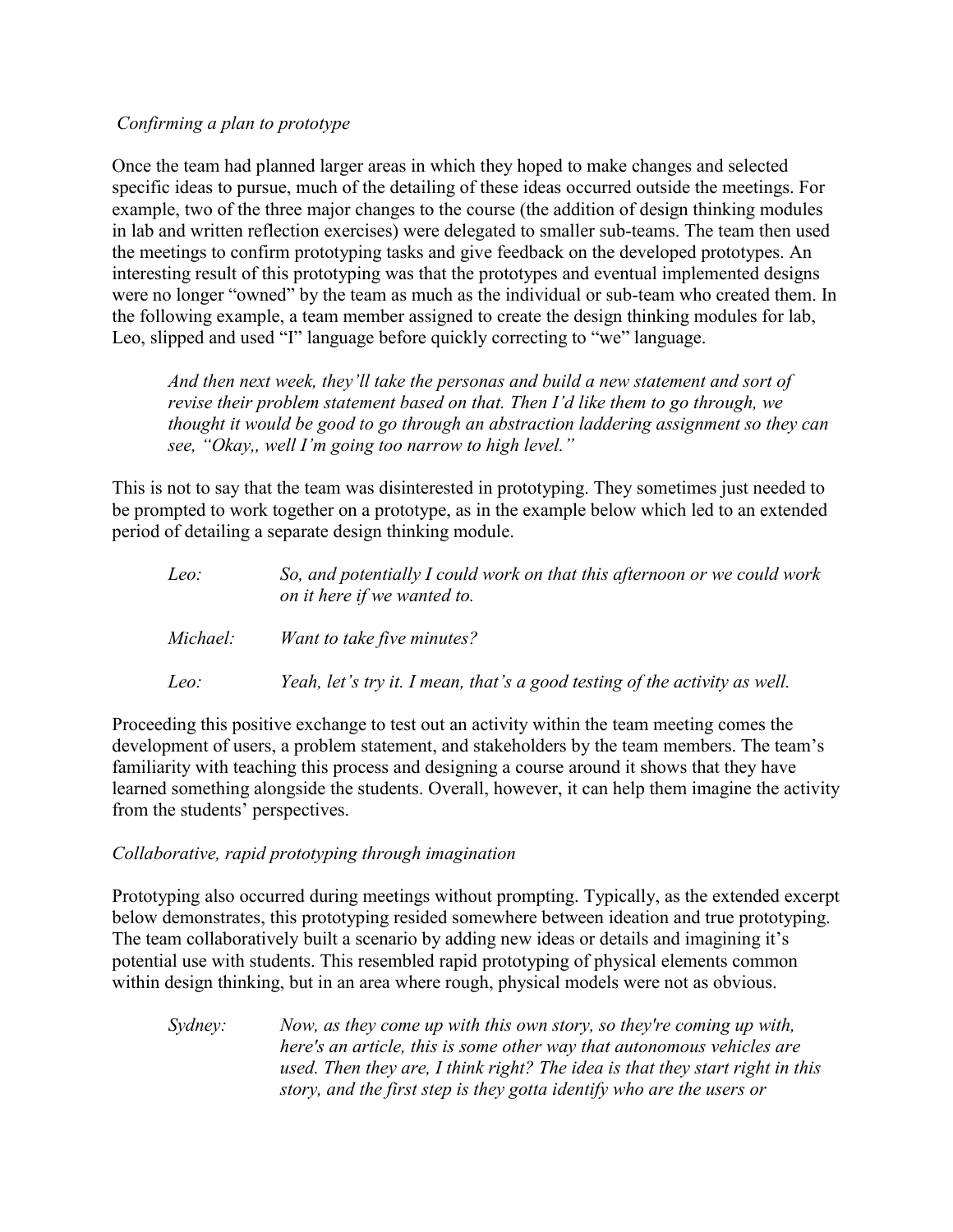*Confirming a plan to prototype*

Once the team had planned larger areas in which they hoped to make changes and selected specific ideas to pursue, much of the detailing of these ideas occurred outside the meetings. For example, two of the three major changes to the course (the addition of design thinking modules in lab and written reflection exercises) were delegated to smaller sub-teams. The team then used the meetings to confirm prototyping tasks and give feedback on the developed prototypes. An interesting result of this prototyping was that the prototypes and eventual implemented designs were no longer "owned" by the team as much as the individual or sub-team who created them. In the following example, a team member assigned to create the design thinking modules for lab, Leo, slipped and used "I" language before quickly correcting to "we" language.

> *And then next week, they'll take the personas and build a new statement and sort of revise their problem statement based on that. Then I'd like them to go through, we thought it would be good to go through an abstraction laddering assignment so they can see, "Okay,, well I'm going too narrow to high level."*

This is not to say that the team was disinterested in prototyping. They sometimes just needed to be prompted to work together on a prototype, as in the example below which led to an extended period of detailing a separate design thinking module.

> *Leo:* *So, and potentially I could work on that this afternoon or we could work on it here if we wanted to.*
>
> *Michael:* *Want to take five minutes?*
>
> *Leo:* *Yeah, let's try it. I mean, that's a good testing of the activity as well.*

Proceeding this positive exchange to test out an activity within the team meeting comes the development of users, a problem statement, and stakeholders by the team members. The team's familiarity with teaching this process and designing a course around it shows that they have learned something alongside the students. Overall, however, it can help them imagine the activity from the students' perspectives.

*Collaborative, rapid prototyping through imagination*

Prototyping also occurred during meetings without prompting. Typically, as the extended excerpt below demonstrates, this prototyping resided somewhere between ideation and true prototyping. The team collaboratively built a scenario by adding new ideas or details and imagining it's potential use with students. This resembled rapid prototyping of physical elements common within design thinking, but in an area where rough, physical models were not as obvious.

> *Sydney:* *Now, as they come up with this own story, so they're coming up with, here's an article, this is some other way that autonomous vehicles are used. Then they are, I think right? The idea is that they start right in this story, and the first step is they gotta identify who are the users or*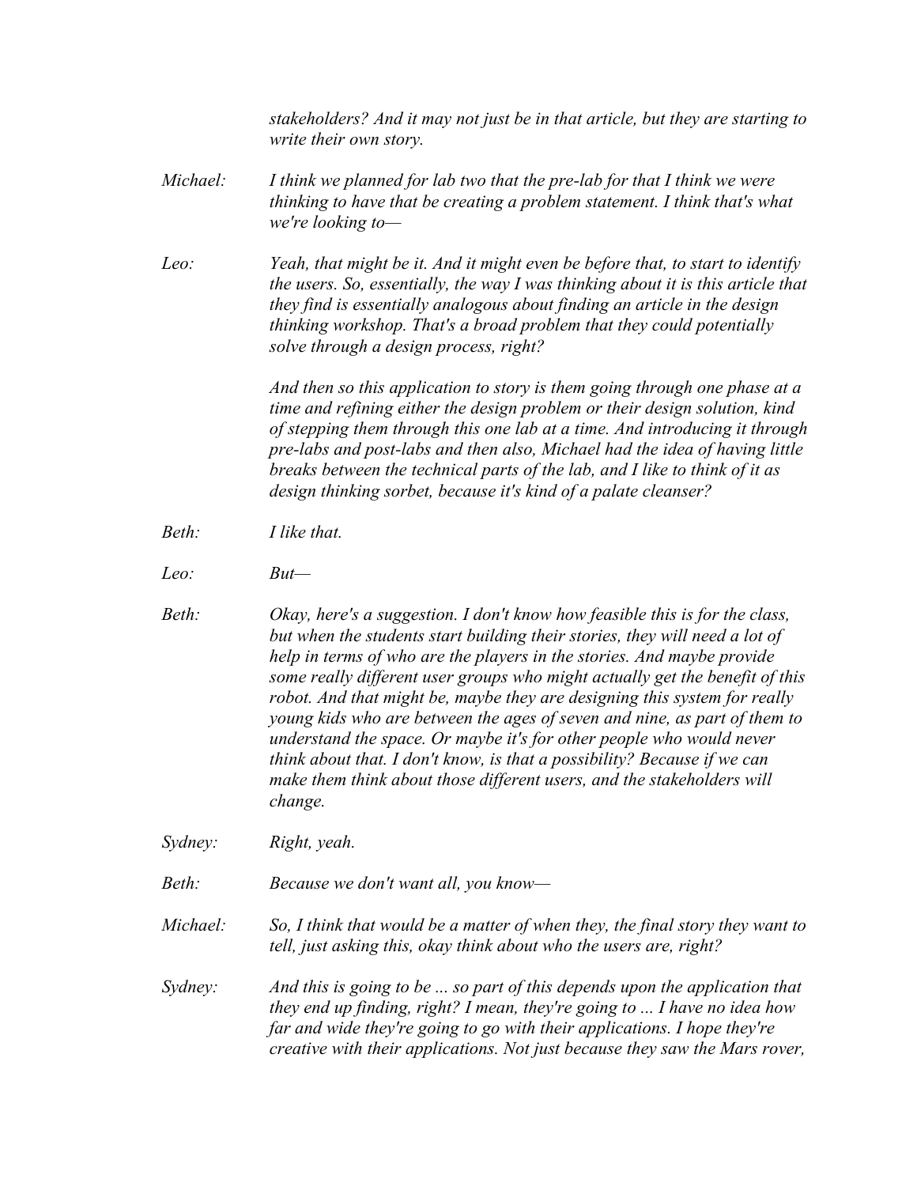*stakeholders? And it may not just be in that article, but they are starting to write their own story.*

*Michael:* *I think we planned for lab two that the pre-lab for that I think we were thinking to have that be creating a problem statement. I think that's what we're looking to—*

*Leo:* *Yeah, that might be it. And it might even be before that, to start to identify the users. So, essentially, the way I was thinking about it is this article that they find is essentially analogous about finding an article in the design thinking workshop. That's a broad problem that they could potentially solve through a design process, right?*

*And then so this application to story is them going through one phase at a time and refining either the design problem or their design solution, kind of stepping them through this one lab at a time. And introducing it through pre-labs and post-labs and then also, Michael had the idea of having little breaks between the technical parts of the lab, and I like to think of it as design thinking sorbet, because it's kind of a palate cleanser?*

*Beth:* *I like that.*

*Leo:* *But—*

*Beth:* *Okay, here's a suggestion. I don't know how feasible this is for the class, but when the students start building their stories, they will need a lot of help in terms of who are the players in the stories. And maybe provide some really different user groups who might actually get the benefit of this robot. And that might be, maybe they are designing this system for really young kids who are between the ages of seven and nine, as part of them to understand the space. Or maybe it's for other people who would never think about that. I don't know, is that a possibility? Because if we can make them think about those different users, and the stakeholders will change.*

*Sydney:* *Right, yeah.*

*Beth:* *Because we don't want all, you know—*

*Michael:* *So, I think that would be a matter of when they, the final story they want to tell, just asking this, okay think about who the users are, right?*

*Sydney:* *And this is going to be ... so part of this depends upon the application that they end up finding, right? I mean, they're going to ... I have no idea how far and wide they're going to go with their applications. I hope they're creative with their applications. Not just because they saw the Mars rover,*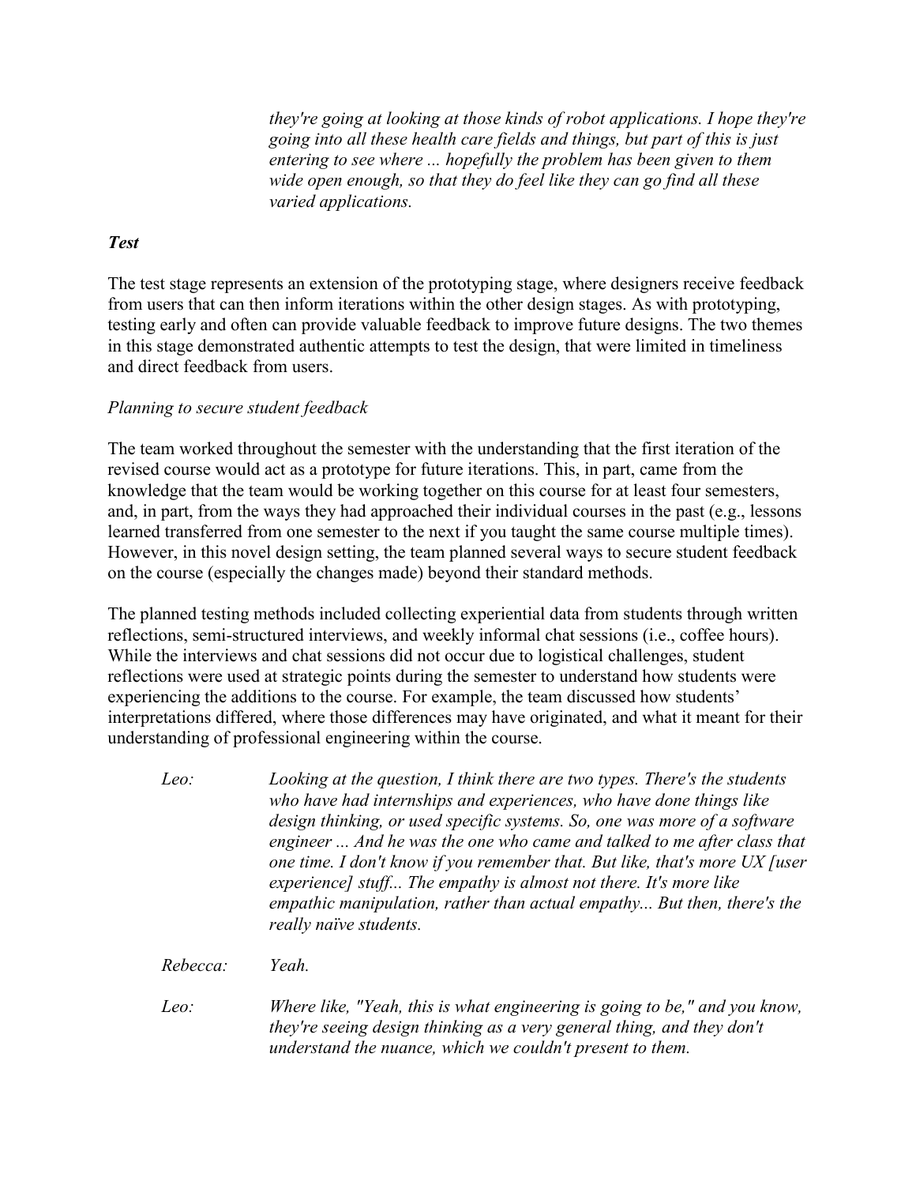*they're going at looking at those kinds of robot applications. I hope they're going into all these health care fields and things, but part of this is just entering to see where ... hopefully the problem has been given to them wide open enough, so that they do feel like they can go find all these varied applications.*

### *Test*

The test stage represents an extension of the prototyping stage, where designers receive feedback from users that can then inform iterations within the other design stages. As with prototyping, testing early and often can provide valuable feedback to improve future designs. The two themes in this stage demonstrated authentic attempts to test the design, that were limited in timeliness and direct feedback from users.

*Planning to secure student feedback*

The team worked throughout the semester with the understanding that the first iteration of the revised course would act as a prototype for future iterations. This, in part, came from the knowledge that the team would be working together on this course for at least four semesters, and, in part, from the ways they had approached their individual courses in the past (e.g., lessons learned transferred from one semester to the next if you taught the same course multiple times). However, in this novel design setting, the team planned several ways to secure student feedback on the course (especially the changes made) beyond their standard methods.

The planned testing methods included collecting experiential data from students through written reflections, semi-structured interviews, and weekly informal chat sessions (i.e., coffee hours). While the interviews and chat sessions did not occur due to logistical challenges, student reflections were used at strategic points during the semester to understand how students were experiencing the additions to the course. For example, the team discussed how students' interpretations differed, where those differences may have originated, and what it meant for their understanding of professional engineering within the course.

*Leo:* *Looking at the question, I think there are two types. There's the students who have had internships and experiences, who have done things like design thinking, or used specific systems. So, one was more of a software engineer ... And he was the one who came and talked to me after class that one time. I don't know if you remember that. But like, that's more UX [user experience] stuff... The empathy is almost not there. It's more like empathic manipulation, rather than actual empathy... But then, there's the really naïve students.*

*Rebecca:* *Yeah.*

*Leo:* *Where like, "Yeah, this is what engineering is going to be," and you know, they're seeing design thinking as a very general thing, and they don't understand the nuance, which we couldn't present to them.*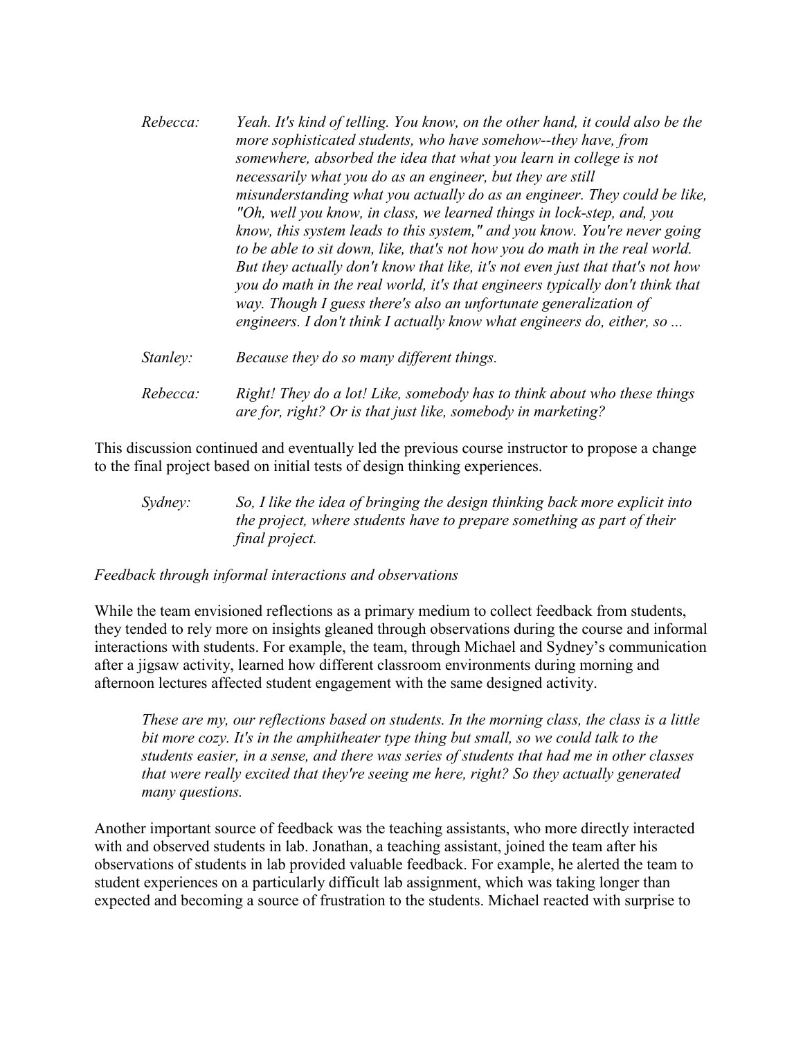*Rebecca:* *Yeah. It's kind of telling. You know, on the other hand, it could also be the more sophisticated students, who have somehow--they have, from somewhere, absorbed the idea that what you learn in college is not necessarily what you do as an engineer, but they are still misunderstanding what you actually do as an engineer. They could be like, "Oh, well you know, in class, we learned things in lock-step, and, you know, this system leads to this system," and you know. You're never going to be able to sit down, like, that's not how you do math in the real world. But they actually don't know that like, it's not even just that that's not how you do math in the real world, it's that engineers typically don't think that way. Though I guess there's also an unfortunate generalization of engineers. I don't think I actually know what engineers do, either, so ...*

*Stanley:* *Because they do so many different things.*

*Rebecca:* *Right! They do a lot! Like, somebody has to think about who these things are for, right? Or is that just like, somebody in marketing?*

This discussion continued and eventually led the previous course instructor to propose a change to the final project based on initial tests of design thinking experiences.

*Sydney:* *So, I like the idea of bringing the design thinking back more explicit into the project, where students have to prepare something as part of their final project.*

*Feedback through informal interactions and observations*

While the team envisioned reflections as a primary medium to collect feedback from students, they tended to rely more on insights gleaned through observations during the course and informal interactions with students. For example, the team, through Michael and Sydney's communication after a jigsaw activity, learned how different classroom environments during morning and afternoon lectures affected student engagement with the same designed activity.

> *These are my, our reflections based on students. In the morning class, the class is a little bit more cozy. It's in the amphitheater type thing but small, so we could talk to the students easier, in a sense, and there was series of students that had me in other classes that were really excited that they're seeing me here, right? So they actually generated many questions.*

Another important source of feedback was the teaching assistants, who more directly interacted with and observed students in lab. Jonathan, a teaching assistant, joined the team after his observations of students in lab provided valuable feedback. For example, he alerted the team to student experiences on a particularly difficult lab assignment, which was taking longer than expected and becoming a source of frustration to the students. Michael reacted with surprise to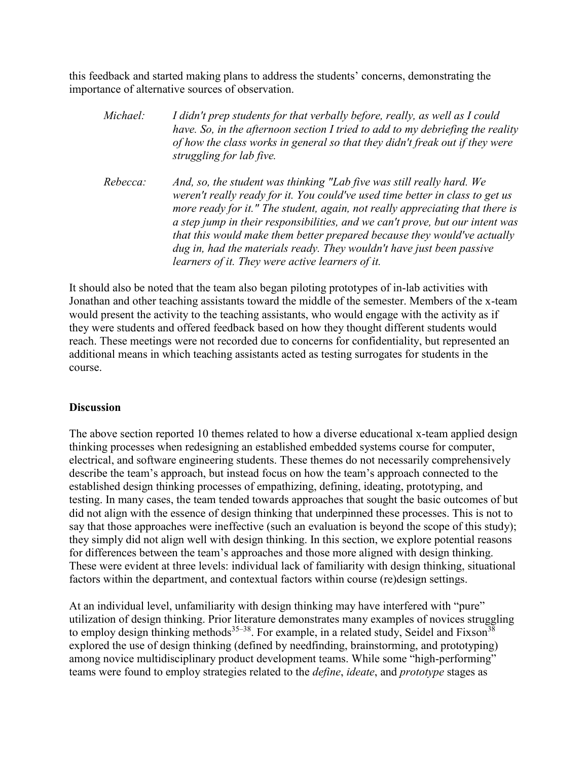this feedback and started making plans to address the students' concerns, demonstrating the importance of alternative sources of observation.

> *Michael:* *I didn't prep students for that verbally before, really, as well as I could have. So, in the afternoon section I tried to add to my debriefing the reality of how the class works in general so that they didn't freak out if they were struggling for lab five.*

> *Rebecca:* *And, so, the student was thinking "Lab five was still really hard. We weren't really ready for it. You could've used time better in class to get us more ready for it." The student, again, not really appreciating that there is a step jump in their responsibilities, and we can't prove, but our intent was that this would make them better prepared because they would've actually dug in, had the materials ready. They wouldn't have just been passive learners of it. They were active learners of it.*

It should also be noted that the team also began piloting prototypes of in-lab activities with Jonathan and other teaching assistants toward the middle of the semester. Members of the x-team would present the activity to the teaching assistants, who would engage with the activity as if they were students and offered feedback based on how they thought different students would reach. These meetings were not recorded due to concerns for confidentiality, but represented an additional means in which teaching assistants acted as testing surrogates for students in the course.

## Discussion

The above section reported 10 themes related to how a diverse educational x-team applied design thinking processes when redesigning an established embedded systems course for computer, electrical, and software engineering students. These themes do not necessarily comprehensively describe the team's approach, but instead focus on how the team's approach connected to the established design thinking processes of empathizing, defining, ideating, prototyping, and testing. In many cases, the team tended towards approaches that sought the basic outcomes of but did not align with the essence of design thinking that underpinned these processes. This is not to say that those approaches were ineffective (such an evaluation is beyond the scope of this study); they simply did not align well with design thinking. In this section, we explore potential reasons for differences between the team's approaches and those more aligned with design thinking. These were evident at three levels: individual lack of familiarity with design thinking, situational factors within the department, and contextual factors within course (re)design settings.

At an individual level, unfamiliarity with design thinking may have interfered with "pure" utilization of design thinking. Prior literature demonstrates many examples of novices struggling to employ design thinking methods[35–38]. For example, in a related study, Seidel and Fixson[38] explored the use of design thinking (defined by needfinding, brainstorming, and prototyping) among novice multidisciplinary product development teams. While some "high-performing" teams were found to employ strategies related to the *define*, *ideate*, and *prototype* stages as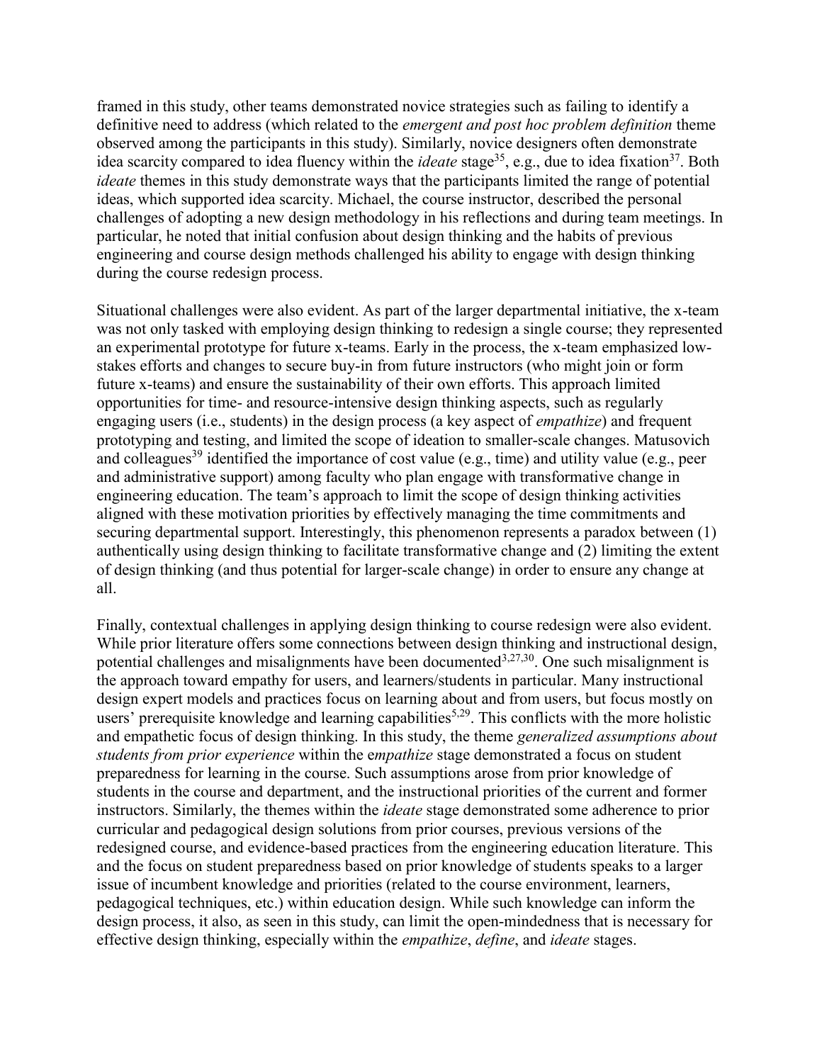framed in this study, other teams demonstrated novice strategies such as failing to identify a definitive need to address (which related to the *emergent and post hoc problem definition* theme observed among the participants in this study). Similarly, novice designers often demonstrate idea scarcity compared to idea fluency within the *ideate* stage[35], e.g., due to idea fixation[37]. Both *ideate* themes in this study demonstrate ways that the participants limited the range of potential ideas, which supported idea scarcity. Michael, the course instructor, described the personal challenges of adopting a new design methodology in his reflections and during team meetings. In particular, he noted that initial confusion about design thinking and the habits of previous engineering and course design methods challenged his ability to engage with design thinking during the course redesign process.

Situational challenges were also evident. As part of the larger departmental initiative, the x-team was not only tasked with employing design thinking to redesign a single course; they represented an experimental prototype for future x-teams. Early in the process, the x-team emphasized low-stakes efforts and changes to secure buy-in from future instructors (who might join or form future x-teams) and ensure the sustainability of their own efforts. This approach limited opportunities for time- and resource-intensive design thinking aspects, such as regularly engaging users (i.e., students) in the design process (a key aspect of *empathize*) and frequent prototyping and testing, and limited the scope of ideation to smaller-scale changes. Matusovich and colleagues[39] identified the importance of cost value (e.g., time) and utility value (e.g., peer and administrative support) among faculty who plan engage with transformative change in engineering education. The team's approach to limit the scope of design thinking activities aligned with these motivation priorities by effectively managing the time commitments and securing departmental support. Interestingly, this phenomenon represents a paradox between (1) authentically using design thinking to facilitate transformative change and (2) limiting the extent of design thinking (and thus potential for larger-scale change) in order to ensure any change at all.

Finally, contextual challenges in applying design thinking to course redesign were also evident. While prior literature offers some connections between design thinking and instructional design, potential challenges and misalignments have been documented[3,27,30]. One such misalignment is the approach toward empathy for users, and learners/students in particular. Many instructional design expert models and practices focus on learning about and from users, but focus mostly on users' prerequisite knowledge and learning capabilities[5,29]. This conflicts with the more holistic and empathetic focus of design thinking. In this study, the theme *generalized assumptions about students from prior experience* within the e*mpathize* stage demonstrated a focus on student preparedness for learning in the course. Such assumptions arose from prior knowledge of students in the course and department, and the instructional priorities of the current and former instructors. Similarly, the themes within the *ideate* stage demonstrated some adherence to prior curricular and pedagogical design solutions from prior courses, previous versions of the redesigned course, and evidence-based practices from the engineering education literature. This and the focus on student preparedness based on prior knowledge of students speaks to a larger issue of incumbent knowledge and priorities (related to the course environment, learners, pedagogical techniques, etc.) within education design. While such knowledge can inform the design process, it also, as seen in this study, can limit the open-mindedness that is necessary for effective design thinking, especially within the *empathize*, *define*, and *ideate* stages.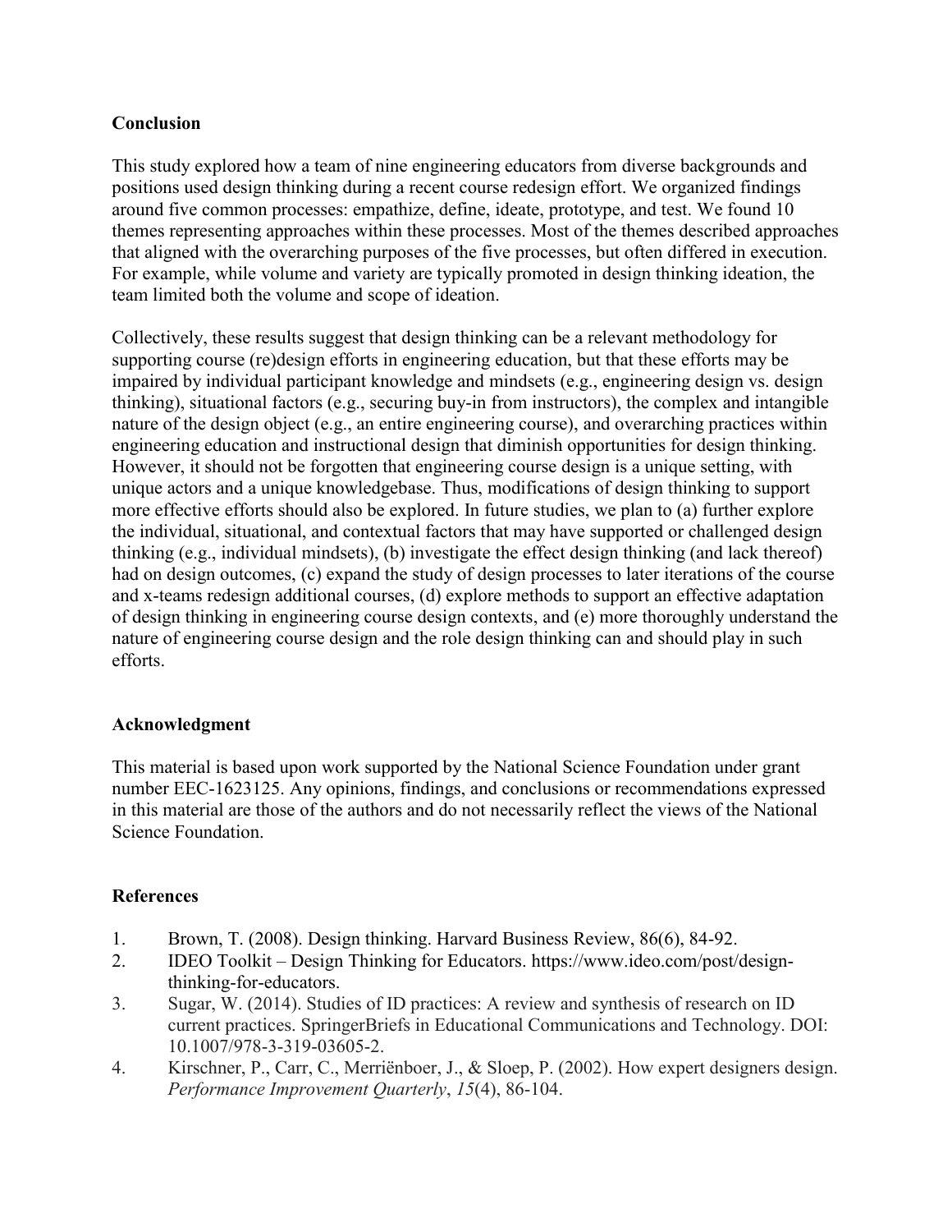## Conclusion

This study explored how a team of nine engineering educators from diverse backgrounds and positions used design thinking during a recent course redesign effort. We organized findings around five common processes: empathize, define, ideate, prototype, and test. We found 10 themes representing approaches within these processes. Most of the themes described approaches that aligned with the overarching purposes of the five processes, but often differed in execution. For example, while volume and variety are typically promoted in design thinking ideation, the team limited both the volume and scope of ideation.

Collectively, these results suggest that design thinking can be a relevant methodology for supporting course (re)design efforts in engineering education, but that these efforts may be impaired by individual participant knowledge and mindsets (e.g., engineering design vs. design thinking), situational factors (e.g., securing buy-in from instructors), the complex and intangible nature of the design object (e.g., an entire engineering course), and overarching practices within engineering education and instructional design that diminish opportunities for design thinking. However, it should not be forgotten that engineering course design is a unique setting, with unique actors and a unique knowledgebase. Thus, modifications of design thinking to support more effective efforts should also be explored. In future studies, we plan to (a) further explore the individual, situational, and contextual factors that may have supported or challenged design thinking (e.g., individual mindsets), (b) investigate the effect design thinking (and lack thereof) had on design outcomes, (c) expand the study of design processes to later iterations of the course and x-teams redesign additional courses, (d) explore methods to support an effective adaptation of design thinking in engineering course design contexts, and (e) more thoroughly understand the nature of engineering course design and the role design thinking can and should play in such efforts.

## Acknowledgment

This material is based upon work supported by the National Science Foundation under grant number EEC-1623125. Any opinions, findings, and conclusions or recommendations expressed in this material are those of the authors and do not necessarily reflect the views of the National Science Foundation.

## References

1. Brown, T. (2008). Design thinking. Harvard Business Review, 86(6), 84-92.
2. IDEO Toolkit – Design Thinking for Educators. https://www.ideo.com/post/design-thinking-for-educators.
3. Sugar, W. (2014). Studies of ID practices: A review and synthesis of research on ID current practices. SpringerBriefs in Educational Communications and Technology. DOI: 10.1007/978-3-319-03605-2.
4. Kirschner, P., Carr, C., Merriënboer, J., & Sloep, P. (2002). How expert designers design. *Performance Improvement Quarterly*, *15*(4), 86-104.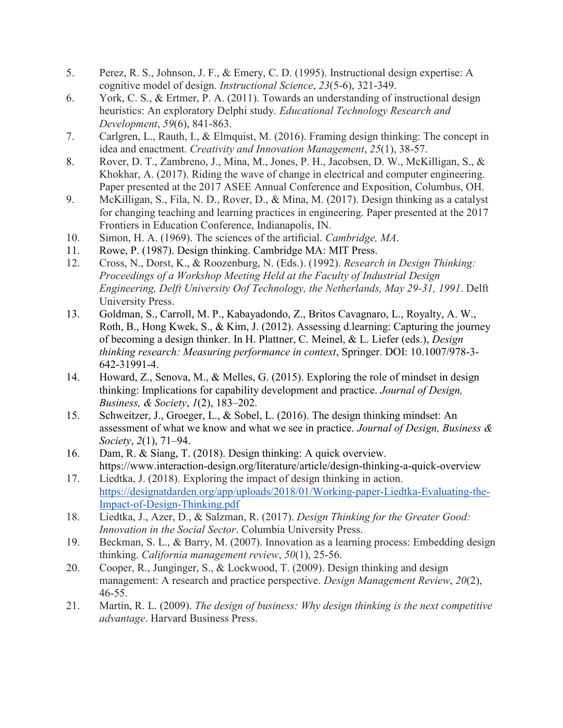5. Perez, R. S., Johnson, J. F., & Emery, C. D. (1995). Instructional design expertise: A cognitive model of design. *Instructional Science*, *23*(5-6), 321-349.
6. York, C. S., & Ertmer, P. A. (2011). Towards an understanding of instructional design heuristics: An exploratory Delphi study. *Educational Technology Research and Development*, *59*(6), 841-863.
7. Carlgren, L., Rauth, I., & Elmquist, M. (2016). Framing design thinking: The concept in idea and enactment. *Creativity and Innovation Management*, *25*(1), 38-57.
8. Rover, D. T., Zambreno, J., Mina, M., Jones, P. H., Jacobsen, D. W., McKilligan, S., & Khokhar, A. (2017). Riding the wave of change in electrical and computer engineering. Paper presented at the 2017 ASEE Annual Conference and Exposition, Columbus, OH.
9. McKilligan, S., Fila, N. D., Rover, D., & Mina, M. (2017). Design thinking as a catalyst for changing teaching and learning practices in engineering. Paper presented at the 2017 Frontiers in Education Conference, Indianapolis, IN.
10. Simon, H. A. (1969). The sciences of the artificial. *Cambridge, MA*.
11. Rowe, P. (1987). Design thinking. Cambridge MA: MIT Press.
12. Cross, N., Dorst, K., & Roozenburg, N. (Eds.). (1992). *Research in Design Thinking: Proceedings of a Workshop Meeting Held at the Faculty of Industrial Design Engineering, Delft University Oof Technology, the Netherlands, May 29-31, 1991*. Delft University Press.
13. Goldman, S., Carroll, M. P., Kabayadondo, Z., Britos Cavagnaro, L., Royalty, A. W., Roth, B., Hong Kwek, S., & Kim, J. (2012). Assessing d.learning: Capturing the journey of becoming a design thinker. In H. Plattner, C. Meinel, & L. Liefer (eds.), *Design thinking research: Measuring performance in context*, Springer. DOI: 10.1007/978-3-642-31991-4.
14. Howard, Z., Senova, M., & Melles, G. (2015). Exploring the role of mindset in design thinking: Implications for capability development and practice. *Journal of Design, Business, & Society*, *1*(2), 183–202.
15. Schweitzer, J., Groeger, L., & Sobel, L. (2016). The design thinking mindset: An assessment of what we know and what we see in practice. *Journal of Design, Business & Society*, *2*(1), 71–94.
16. Dam, R. & Siang, T. (2018). Design thinking: A quick overview. https://www.interaction-design.org/literature/article/design-thinking-a-quick-overview
17. Liedtka, J. (2018). Exploring the impact of design thinking in action. https://designatdarden.org/app/uploads/2018/01/Working-paper-Liedtka-Evaluating-the-Impact-of-Design-Thinking.pdf
18. Liedtka, J., Azer, D., & Salzman, R. (2017). *Design Thinking for the Greater Good: Innovation in the Social Sector*. Columbia University Press.
19. Beckman, S. L., & Barry, M. (2007). Innovation as a learning process: Embedding design thinking. *California management review*, *50*(1), 25-56.
20. Cooper, R., Junginger, S., & Lockwood, T. (2009). Design thinking and design management: A research and practice perspective. *Design Management Review*, *20*(2), 46-55.
21. Martin, R. L. (2009). *The design of business: Why design thinking is the next competitive advantage*. Harvard Business Press.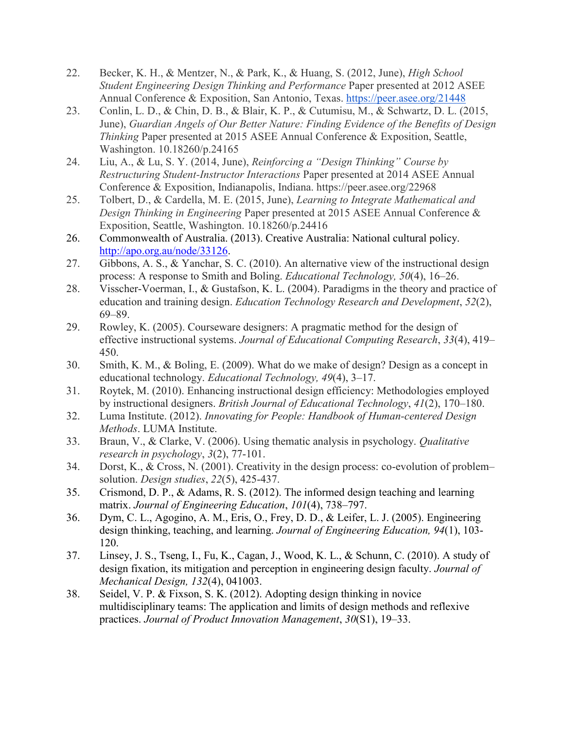22. Becker, K. H., & Mentzer, N., & Park, K., & Huang, S. (2012, June), *High School Student Engineering Design Thinking and Performance* Paper presented at 2012 ASEE Annual Conference & Exposition, San Antonio, Texas. https://peer.asee.org/21448
23. Conlin, L. D., & Chin, D. B., & Blair, K. P., & Cutumisu, M., & Schwartz, D. L. (2015, June), *Guardian Angels of Our Better Nature: Finding Evidence of the Benefits of Design Thinking* Paper presented at 2015 ASEE Annual Conference & Exposition, Seattle, Washington. 10.18260/p.24165
24. Liu, A., & Lu, S. Y. (2014, June), *Reinforcing a "Design Thinking" Course by Restructuring Student-Instructor Interactions* Paper presented at 2014 ASEE Annual Conference & Exposition, Indianapolis, Indiana. https://peer.asee.org/22968
25. Tolbert, D., & Cardella, M. E. (2015, June), *Learning to Integrate Mathematical and Design Thinking in Engineering* Paper presented at 2015 ASEE Annual Conference & Exposition, Seattle, Washington. 10.18260/p.24416
26. Commonwealth of Australia. (2013). Creative Australia: National cultural policy. http://apo.org.au/node/33126.
27. Gibbons, A. S., & Yanchar, S. C. (2010). An alternative view of the instructional design process: A response to Smith and Boling. *Educational Technology, 50*(4), 16–26.
28. Visscher-Voerman, I., & Gustafson, K. L. (2004). Paradigms in the theory and practice of education and training design. *Education Technology Research and Development*, *52*(2), 69–89.
29. Rowley, K. (2005). Courseware designers: A pragmatic method for the design of effective instructional systems. *Journal of Educational Computing Research*, *33*(4), 419–450.
30. Smith, K. M., & Boling, E. (2009). What do we make of design? Design as a concept in educational technology. *Educational Technology, 49*(4), 3–17.
31. Roytek, M. (2010). Enhancing instructional design efficiency: Methodologies employed by instructional designers. *British Journal of Educational Technology*, *41*(2), 170–180.
32. Luma Institute. (2012). *Innovating for People: Handbook of Human-centered Design Methods*. LUMA Institute.
33. Braun, V., & Clarke, V. (2006). Using thematic analysis in psychology. *Qualitative research in psychology*, *3*(2), 77-101.
34. Dorst, K., & Cross, N. (2001). Creativity in the design process: co-evolution of problem–solution. *Design studies*, *22*(5), 425-437.
35. Crismond, D. P., & Adams, R. S. (2012). The informed design teaching and learning matrix. *Journal of Engineering Education*, *101*(4), 738–797.
36. Dym, C. L., Agogino, A. M., Eris, O., Frey, D. D., & Leifer, L. J. (2005). Engineering design thinking, teaching, and learning. *Journal of Engineering Education, 94*(1), 103-120.
37. Linsey, J. S., Tseng, I., Fu, K., Cagan, J., Wood, K. L., & Schunn, C. (2010). A study of design fixation, its mitigation and perception in engineering design faculty. *Journal of Mechanical Design, 132*(4), 041003.
38. Seidel, V. P. & Fixson, S. K. (2012). Adopting design thinking in novice multidisciplinary teams: The application and limits of design methods and reflexive practices. *Journal of Product Innovation Management*, *30*(S1), 19–33.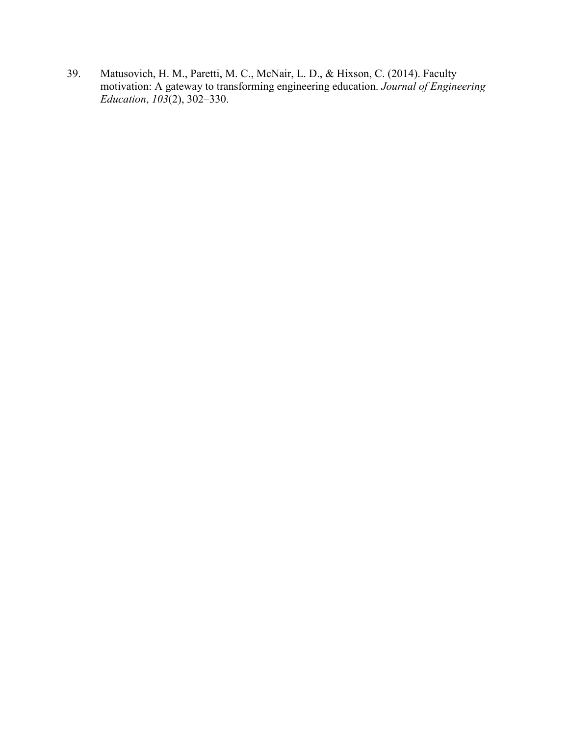39. Matusovich, H. M., Paretti, M. C., McNair, L. D., & Hixson, C. (2014). Faculty motivation: A gateway to transforming engineering education. *Journal of Engineering Education*, *103*(2), 302–330.